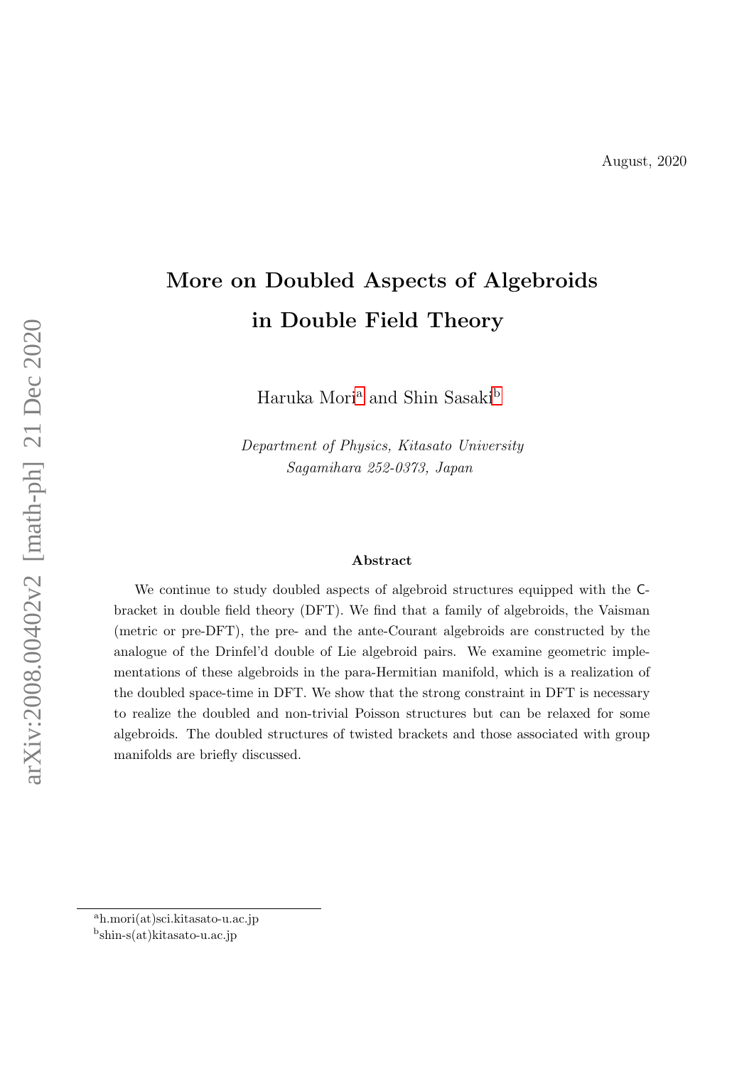August, 2020

# More on Doubled Aspects of Algebroids in Double Field Theory

Haruka Mori[a] and Shin Sasaki[b]

*Department of Physics, Kitasato University*
*Sagamihara 252-0373, Japan*

## Abstract

We continue to study doubled aspects of algebroid structures equipped with the C-bracket in double field theory (DFT). We find that a family of algebroids, the Vaisman (metric or pre-DFT), the pre- and the ante-Courant algebroids are constructed by the analogue of the Drinfel'd double of Lie algebroid pairs. We examine geometric implementations of these algebroids in the para-Hermitian manifold, which is a realization of the doubled space-time in DFT. We show that the strong constraint in DFT is necessary to realize the doubled and non-trivial Poisson structures but can be relaxed for some algebroids. The doubled structures of twisted brackets and those associated with group manifolds are briefly discussed.

---

[a] h.mori(at)sci.kitasato-u.ac.jp

[b] shin-s(at)kitasato-u.ac.jp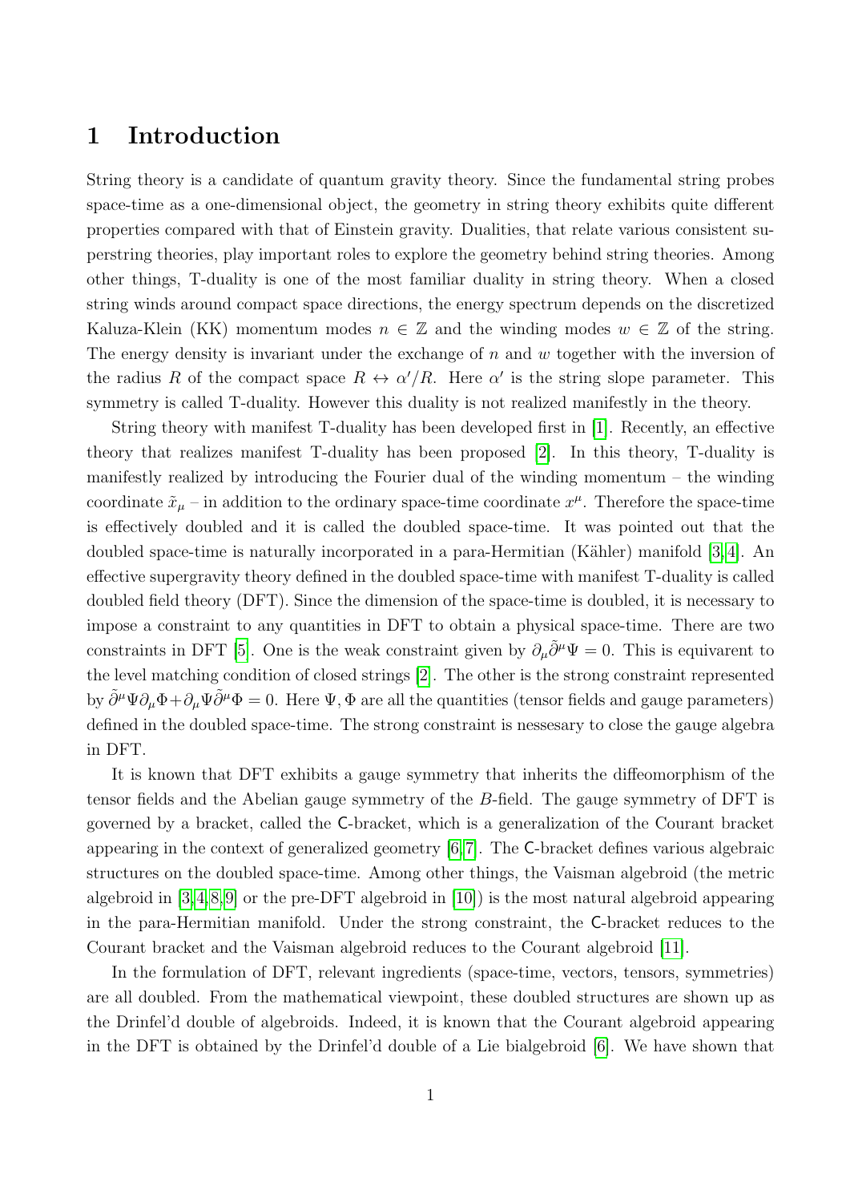# 1 Introduction

String theory is a candidate of quantum gravity theory. Since the fundamental string probes space-time as a one-dimensional object, the geometry in string theory exhibits quite different properties compared with that of Einstein gravity. Dualities, that relate various consistent superstring theories, play important roles to explore the geometry behind string theories. Among other things, T-duality is one of the most familiar duality in string theory. When a closed string winds around compact space directions, the energy spectrum depends on the discretized Kaluza-Klein (KK) momentum modes $n \in \mathbb{Z}$ and the winding modes $w \in \mathbb{Z}$ of the string. The energy density is invariant under the exchange of $n$ and $w$ together with the inversion of the radius $R$ of the compact space $R \leftrightarrow \alpha'/R$. Here $\alpha'$ is the string slope parameter. This symmetry is called T-duality. However this duality is not realized manifestly in the theory.

String theory with manifest T-duality has been developed first in [1]. Recently, an effective theory that realizes manifest T-duality has been proposed [2]. In this theory, T-duality is manifestly realized by introducing the Fourier dual of the winding momentum – the winding coordinate $\tilde{x}_\mu$ – in addition to the ordinary space-time coordinate $x^\mu$. Therefore the space-time is effectively doubled and it is called the doubled space-time. It was pointed out that the doubled space-time is naturally incorporated in a para-Hermitian (Kähler) manifold [3,4]. An effective supergravity theory defined in the doubled space-time with manifest T-duality is called doubled field theory (DFT). Since the dimension of the space-time is doubled, it is necessary to impose a constraint to any quantities in DFT to obtain a physical space-time. There are two constraints in DFT [5]. One is the weak constraint given by $\partial_\mu \tilde{\partial}^\mu \Psi = 0$. This is equivarent to the level matching condition of closed strings [2]. The other is the strong constraint represented by $\tilde{\partial}^\mu \Psi \partial_\mu \Phi + \partial_\mu \Psi \tilde{\partial}^\mu \Phi = 0$. Here $\Psi, \Phi$ are all the quantities (tensor fields and gauge parameters) defined in the doubled space-time. The strong constraint is nessesary to close the gauge algebra in DFT.

It is known that DFT exhibits a gauge symmetry that inherits the diffeomorphism of the tensor fields and the Abelian gauge symmetry of the $B$-field. The gauge symmetry of DFT is governed by a bracket, called the $\mathsf{C}$-bracket, which is a generalization of the Courant bracket appearing in the context of generalized geometry [6,7]. The $\mathsf{C}$-bracket defines various algebraic structures on the doubled space-time. Among other things, the Vaisman algebroid (the metric algebroid in [3,4,8,9] or the pre-DFT algebroid in [10]) is the most natural algebroid appearing in the para-Hermitian manifold. Under the strong constraint, the $\mathsf{C}$-bracket reduces to the Courant bracket and the Vaisman algebroid reduces to the Courant algebroid [11].

In the formulation of DFT, relevant ingredients (space-time, vectors, tensors, symmetries) are all doubled. From the mathematical viewpoint, these doubled structures are shown up as the Drinfel'd double of algebroids. Indeed, it is known that the Courant algebroid appearing in the DFT is obtained by the Drinfel'd double of a Lie bialgebroid [6]. We have shown that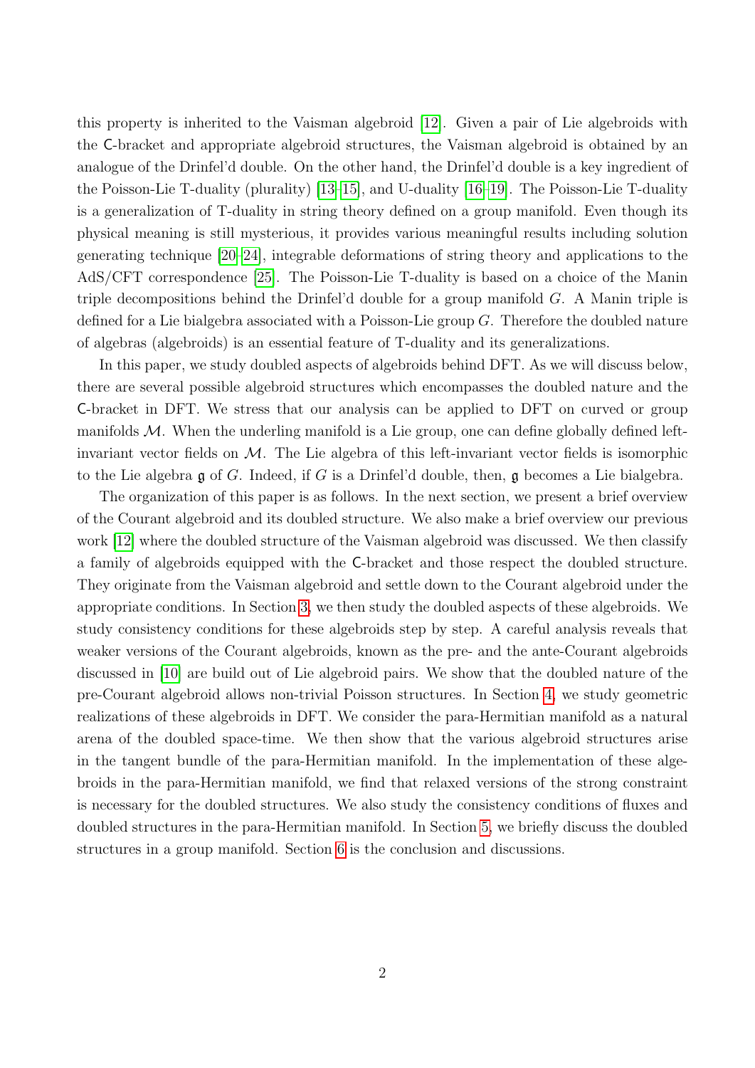this property is inherited to the Vaisman algebroid [12]. Given a pair of Lie algebroids with the C-bracket and appropriate algebroid structures, the Vaisman algebroid is obtained by an analogue of the Drinfel'd double. On the other hand, the Drinfel'd double is a key ingredient of the Poisson-Lie T-duality (plurality) [13–15], and U-duality [16–19]. The Poisson-Lie T-duality is a generalization of T-duality in string theory defined on a group manifold. Even though its physical meaning is still mysterious, it provides various meaningful results including solution generating technique [20–24], integrable deformations of string theory and applications to the AdS/CFT correspondence [25]. The Poisson-Lie T-duality is based on a choice of the Manin triple decompositions behind the Drinfel'd double for a group manifold $G$. A Manin triple is defined for a Lie bialgebra associated with a Poisson-Lie group $G$. Therefore the doubled nature of algebras (algebroids) is an essential feature of T-duality and its generalizations.

In this paper, we study doubled aspects of algebroids behind DFT. As we will discuss below, there are several possible algebroid structures which encompasses the doubled nature and the C-bracket in DFT. We stress that our analysis can be applied to DFT on curved or group manifolds $\mathcal{M}$. When the underling manifold is a Lie group, one can define globally defined left-invariant vector fields on $\mathcal{M}$. The Lie algebra of this left-invariant vector fields is isomorphic to the Lie algebra $\mathfrak{g}$ of $G$. Indeed, if $G$ is a Drinfel'd double, then, $\mathfrak{g}$ becomes a Lie bialgebra.

The organization of this paper is as follows. In the next section, we present a brief overview of the Courant algebroid and its doubled structure. We also make a brief overview our previous work [12] where the doubled structure of the Vaisman algebroid was discussed. We then classify a family of algebroids equipped with the C-bracket and those respect the doubled structure. They originate from the Vaisman algebroid and settle down to the Courant algebroid under the appropriate conditions. In Section 3, we then study the doubled aspects of these algebroids. We study consistency conditions for these algebroids step by step. A careful analysis reveals that weaker versions of the Courant algebroids, known as the pre- and the ante-Courant algebroids discussed in [10] are build out of Lie algebroid pairs. We show that the doubled nature of the pre-Courant algebroid allows non-trivial Poisson structures. In Section 4, we study geometric realizations of these algebroids in DFT. We consider the para-Hermitian manifold as a natural arena of the doubled space-time. We then show that the various algebroid structures arise in the tangent bundle of the para-Hermitian manifold. In the implementation of these algebroids in the para-Hermitian manifold, we find that relaxed versions of the strong constraint is necessary for the doubled structures. We also study the consistency conditions of fluxes and doubled structures in the para-Hermitian manifold. In Section 5, we briefly discuss the doubled structures in a group manifold. Section 6 is the conclusion and discussions.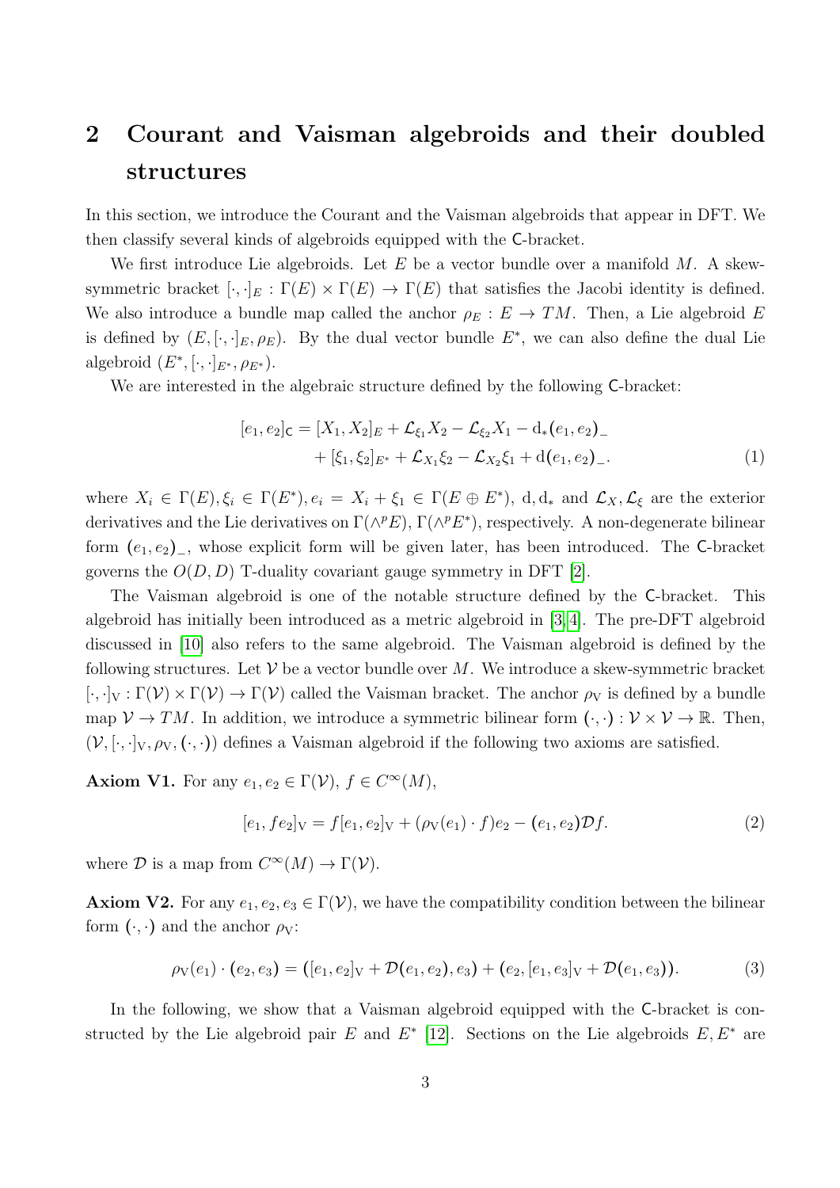## 2 Courant and Vaisman algebroids and their doubled structures

In this section, we introduce the Courant and the Vaisman algebroids that appear in DFT. We then classify several kinds of algebroids equipped with the $\mathsf{C}$-bracket.

We first introduce Lie algebroids. Let $E$ be a vector bundle over a manifold $M$. A skew-symmetric bracket $[\cdot,\cdot]_E : \Gamma(E) \times \Gamma(E) \to \Gamma(E)$ that satisfies the Jacobi identity is defined. We also introduce a bundle map called the anchor $\rho_E : E \to TM$. Then, a Lie algebroid $E$ is defined by $(E, [\cdot,\cdot]_E, \rho_E)$. By the dual vector bundle $E^*$, we can also define the dual Lie algebroid $(E^*, [\cdot,\cdot]_{E^*}, \rho_{E^*})$.

We are interested in the algebraic structure defined by the following $\mathsf{C}$-bracket:

$$
\begin{aligned}
[e_1, e_2]_{\mathsf{C}} = [X_1, X_2]_E + \mathcal{L}_{\xi_1} X_2 - \mathcal{L}_{\xi_2} X_1 - \mathrm{d}_*(e_1, e_2)_- \\
+ [\xi_1, \xi_2]_{E^*} + \mathcal{L}_{X_1} \xi_2 - \mathcal{L}_{X_2} \xi_1 + \mathrm{d}(e_1, e_2)_- .
\end{aligned}
\tag{1}
$$

where $X_i \in \Gamma(E), \xi_i \in \Gamma(E^*), e_i = X_i + \xi_1 \in \Gamma(E \oplus E^*)$, $\mathrm{d}, \mathrm{d}_*$ and $\mathcal{L}_X, \mathcal{L}_\xi$ are the exterior derivatives and the Lie derivatives on $\Gamma(\wedge^p E), \Gamma(\wedge^p E^*)$, respectively. A non-degenerate bilinear form $(e_1, e_2)_-$, whose explicit form will be given later, has been introduced. The $\mathsf{C}$-bracket governs the $O(D,D)$ T-duality covariant gauge symmetry in DFT [2].

The Vaisman algebroid is one of the notable structure defined by the $\mathsf{C}$-bracket. This algebroid has initially been introduced as a metric algebroid in [3, 4]. The pre-DFT algebroid discussed in [10] also refers to the same algebroid. The Vaisman algebroid is defined by the following structures. Let $\mathcal{V}$ be a vector bundle over $M$. We introduce a skew-symmetric bracket $[\cdot,\cdot]_{\mathrm{V}} : \Gamma(\mathcal{V}) \times \Gamma(\mathcal{V}) \to \Gamma(\mathcal{V})$ called the Vaisman bracket. The anchor $\rho_{\mathrm{V}}$ is defined by a bundle map $\mathcal{V} \to TM$. In addition, we introduce a symmetric bilinear form $(\cdot,\cdot) : \mathcal{V} \times \mathcal{V} \to \mathbb{R}$. Then, $(\mathcal{V}, [\cdot,\cdot]_{\mathrm{V}}, \rho_{\mathrm{V}}, (\cdot,\cdot))$ defines a Vaisman algebroid if the following two axioms are satisfied.

**Axiom V1.** For any $e_1, e_2 \in \Gamma(\mathcal{V})$, $f \in C^\infty(M)$,

$$
[e_1, f e_2]_{\mathrm{V}} = f[e_1, e_2]_{\mathrm{V}} + (\rho_{\mathrm{V}}(e_1) \cdot f) e_2 - (e_1, e_2)\mathcal{D} f. \tag{2}
$$

where $\mathcal{D}$ is a map from $C^\infty(M) \to \Gamma(\mathcal{V})$.

**Axiom V2.** For any $e_1, e_2, e_3 \in \Gamma(\mathcal{V})$, we have the compatibility condition between the bilinear form $(\cdot,\cdot)$ and the anchor $\rho_{\mathrm{V}}$:

$$
\rho_{\mathrm{V}}(e_1) \cdot (e_2, e_3) = ([e_1, e_2]_{\mathrm{V}} + \mathcal{D}(e_1, e_2), e_3) + (e_2, [e_1, e_3]_{\mathrm{V}} + \mathcal{D}(e_1, e_3)). \tag{3}
$$

In the following, we show that a Vaisman algebroid equipped with the $\mathsf{C}$-bracket is constructed by the Lie algebroid pair $E$ and $E^*$ [12]. Sections on the Lie algebroids $E, E^*$ are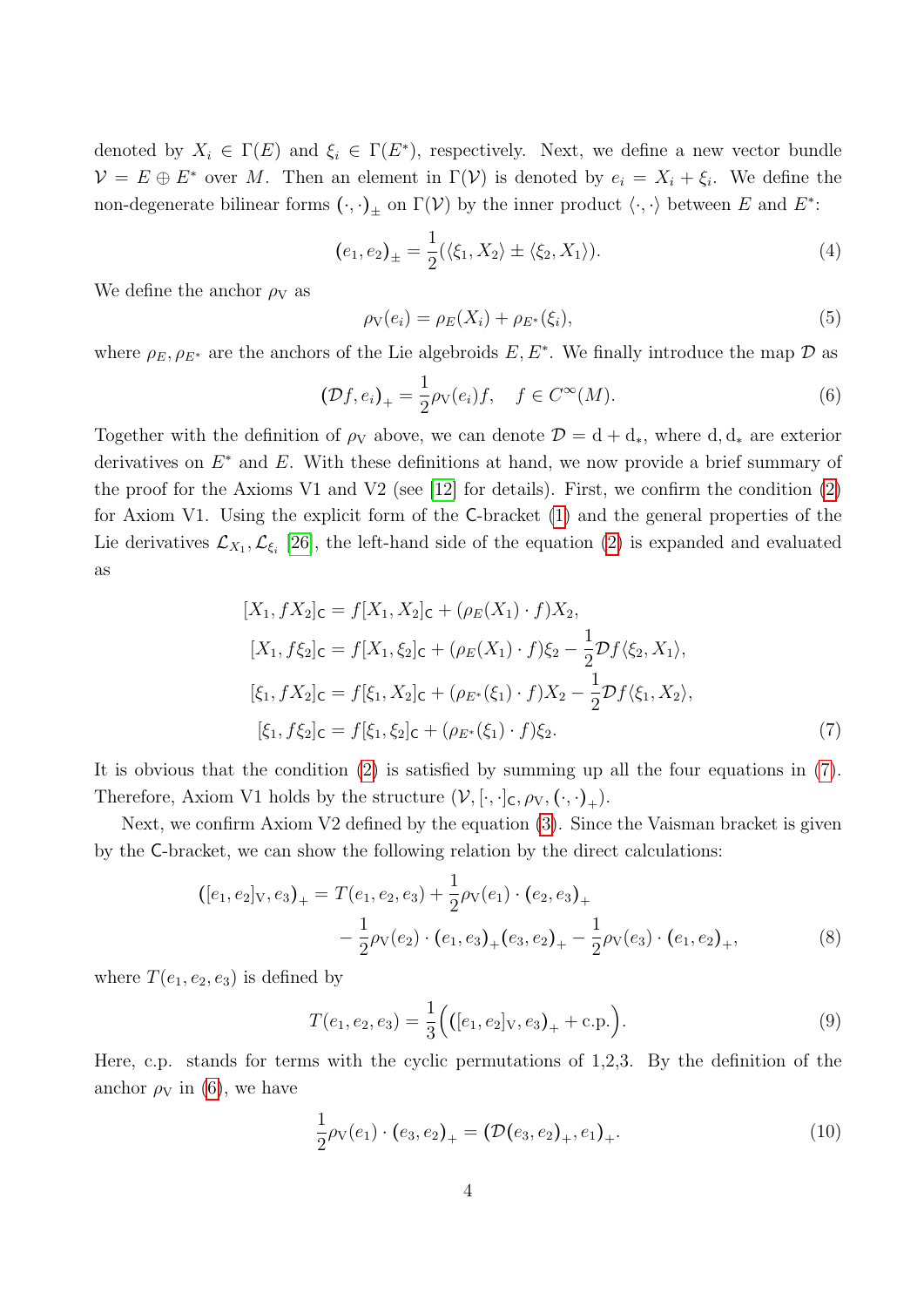denoted by $X_i \in \Gamma(E)$ and $\xi_i \in \Gamma(E^*)$, respectively. Next, we define a new vector bundle $\mathcal{V} = E \oplus E^*$ over $M$. Then an element in $\Gamma(\mathcal{V})$ is denoted by $e_i = X_i + \xi_i$. We define the non-degenerate bilinear forms $(\cdot,\cdot)_\pm$ on $\Gamma(\mathcal{V})$ by the inner product $\langle\cdot,\cdot\rangle$ between $E$ and $E^*$:

$$(e_1, e_2)_\pm = \frac{1}{2}(\langle \xi_1, X_2\rangle \pm \langle \xi_2, X_1\rangle). \tag{4}$$

We define the anchor $\rho_{\rm V}$ as

$$\rho_{\rm V}(e_i) = \rho_E(X_i) + \rho_{E^*}(\xi_i), \tag{5}$$

where $\rho_E, \rho_{E^*}$ are the anchors of the Lie algebroids $E, E^*$. We finally introduce the map $\mathcal{D}$ as

$$(\mathcal{D}f, e_i)_+ = \frac{1}{2}\rho_{\rm V}(e_i)f, \quad f \in C^\infty(M). \tag{6}$$

Together with the definition of $\rho_{\rm V}$ above, we can denote $\mathcal{D} = {\rm d} + {\rm d}_*$, where ${\rm d}, {\rm d}_*$ are exterior derivatives on $E^*$ and $E$. With these definitions at hand, we now provide a brief summary of the proof for the Axioms V1 and V2 (see [12] for details). First, we confirm the condition (2) for Axiom V1. Using the explicit form of the $\mathsf{C}$-bracket (1) and the general properties of the Lie derivatives $\mathcal{L}_{X_1}, \mathcal{L}_{\xi_i}$ [26], the left-hand side of the equation (2) is expanded and evaluated as

$$\begin{aligned}
[X_1, fX_2]_{\mathsf{C}} &= f[X_1, X_2]_{\mathsf{C}} + (\rho_E(X_1)\cdot f)X_2,\\
[X_1, f\xi_2]_{\mathsf{C}} &= f[X_1, \xi_2]_{\mathsf{C}} + (\rho_E(X_1)\cdot f)\xi_2 - \frac{1}{2}\mathcal{D}f\langle \xi_2, X_1\rangle,\\
[\xi_1, fX_2]_{\mathsf{C}} &= f[\xi_1, X_2]_{\mathsf{C}} + (\rho_{E^*}(\xi_1)\cdot f)X_2 - \frac{1}{2}\mathcal{D}f\langle \xi_1, X_2\rangle,\\
[\xi_1, f\xi_2]_{\mathsf{C}} &= f[\xi_1, \xi_2]_{\mathsf{C}} + (\rho_{E^*}(\xi_1)\cdot f)\xi_2.
\end{aligned} \tag{7}$$

It is obvious that the condition (2) is satisfied by summing up all the four equations in (7). Therefore, Axiom V1 holds by the structure $(\mathcal{V}, [\cdot,\cdot]_{\mathsf{C}}, \rho_{\rm V}, (\cdot,\cdot)_+)$.

Next, we confirm Axiom V2 defined by the equation (3). Since the Vaisman bracket is given by the $\mathsf{C}$-bracket, we can show the following relation by the direct calculations:

$$\begin{aligned}
([e_1, e_2]_{\rm V}, e_3)_+ = T(e_1, e_2, e_3) &+ \frac{1}{2}\rho_{\rm V}(e_1)\cdot (e_2, e_3)_+\\
&- \frac{1}{2}\rho_{\rm V}(e_2)\cdot (e_1, e_3)_+ (e_3, e_2)_+ - \frac{1}{2}\rho_{\rm V}(e_3)\cdot (e_1, e_2)_+,
\end{aligned} \tag{8}$$

where $T(e_1, e_2, e_3)$ is defined by

$$T(e_1, e_2, e_3) = \frac{1}{3}\Big(([e_1, e_2]_{\rm V}, e_3)_+ + \text{c.p.}\Big). \tag{9}$$

Here, c.p. stands for terms with the cyclic permutations of 1,2,3. By the definition of the anchor $\rho_{\rm V}$ in (6), we have

$$\frac{1}{2}\rho_{\rm V}(e_1)\cdot (e_3, e_2)_+ = (\mathcal{D}(e_3, e_2)_+, e_1)_+. \tag{10}$$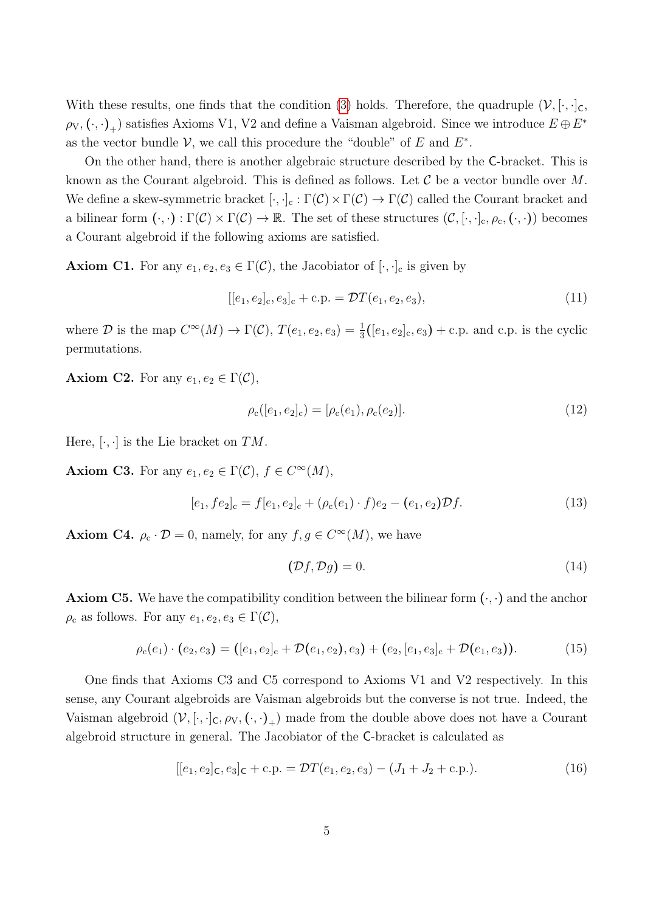With these results, one finds that the condition (3) holds. Therefore, the quadruple $(\mathcal{V}, [\cdot,\cdot]_{\mathsf{C}}, \rho_{\mathrm{V}}, (\cdot,\cdot)_+)$ satisfies Axioms V1, V2 and define a Vaisman algebroid. Since we introduce $E \oplus E^*$ as the vector bundle $\mathcal{V}$, we call this procedure the "double" of $E$ and $E^*$.

On the other hand, there is another algebraic structure described by the $\mathsf{C}$-bracket. This is known as the Courant algebroid. This is defined as follows. Let $\mathcal{C}$ be a vector bundle over $M$. We define a skew-symmetric bracket $[\cdot,\cdot]_{\mathrm{c}} : \Gamma(\mathcal{C}) \times \Gamma(\mathcal{C}) \to \Gamma(\mathcal{C})$ called the Courant bracket and a bilinear form $(\cdot,\cdot) : \Gamma(\mathcal{C}) \times \Gamma(\mathcal{C}) \to \mathbb{R}$. The set of these structures $(\mathcal{C}, [\cdot,\cdot]_{\mathrm{c}}, \rho_{\mathrm{c}}, (\cdot,\cdot))$ becomes a Courant algebroid if the following axioms are satisfied.

**Axiom C1.** For any $e_1, e_2, e_3 \in \Gamma(\mathcal{C})$, the Jacobiator of $[\cdot,\cdot]_{\mathrm{c}}$ is given by

$$[[e_1, e_2]_{\mathrm{c}}, e_3]_{\mathrm{c}} + \text{c.p.} = \mathcal{D}T(e_1, e_2, e_3), \tag{11}$$

where $\mathcal{D}$ is the map $C^\infty(M) \to \Gamma(\mathcal{C})$, $T(e_1, e_2, e_3) = \frac{1}{3}([e_1, e_2]_{\mathrm{c}}, e_3) + \text{c.p.}$ and c.p. is the cyclic permutations.

**Axiom C2.** For any $e_1, e_2 \in \Gamma(\mathcal{C})$,

$$\rho_{\mathrm{c}}([e_1, e_2]_{\mathrm{c}}) = [\rho_{\mathrm{c}}(e_1), \rho_{\mathrm{c}}(e_2)]. \tag{12}$$

Here, $[\cdot,\cdot]$ is the Lie bracket on $TM$.

**Axiom C3.** For any $e_1, e_2 \in \Gamma(\mathcal{C})$, $f \in C^\infty(M)$,

$$[e_1, f e_2]_{\mathrm{c}} = f[e_1, e_2]_{\mathrm{c}} + (\rho_{\mathrm{c}}(e_1) \cdot f) e_2 - (e_1, e_2)\mathcal{D}f. \tag{13}$$

**Axiom C4.** $\rho_{\mathrm{c}} \cdot \mathcal{D} = 0$, namely, for any $f, g \in C^\infty(M)$, we have

$$(\mathcal{D}f, \mathcal{D}g) = 0. \tag{14}$$

**Axiom C5.** We have the compatibility condition between the bilinear form $(\cdot,\cdot)$ and the anchor $\rho_{\mathrm{c}}$ as follows. For any $e_1, e_2, e_3 \in \Gamma(\mathcal{C})$,

$$\rho_{\mathrm{c}}(e_1) \cdot (e_2, e_3) = ([e_1, e_2]_{\mathrm{c}} + \mathcal{D}(e_1, e_2), e_3) + (e_2, [e_1, e_3]_{\mathrm{c}} + \mathcal{D}(e_1, e_3)). \tag{15}$$

One finds that Axioms C3 and C5 correspond to Axioms V1 and V2 respectively. In this sense, any Courant algebroids are Vaisman algebroids but the converse is not true. Indeed, the Vaisman algebroid $(\mathcal{V}, [\cdot,\cdot]_{\mathsf{C}}, \rho_{\mathrm{V}}, (\cdot,\cdot)_+)$ made from the double above does not have a Courant algebroid structure in general. The Jacobiator of the $\mathsf{C}$-bracket is calculated as

$$[[e_1, e_2]_{\mathsf{C}}, e_3]_{\mathsf{C}} + \text{c.p.} = \mathcal{D}T(e_1, e_2, e_3) - (J_1 + J_2 + \text{c.p.}). \tag{16}$$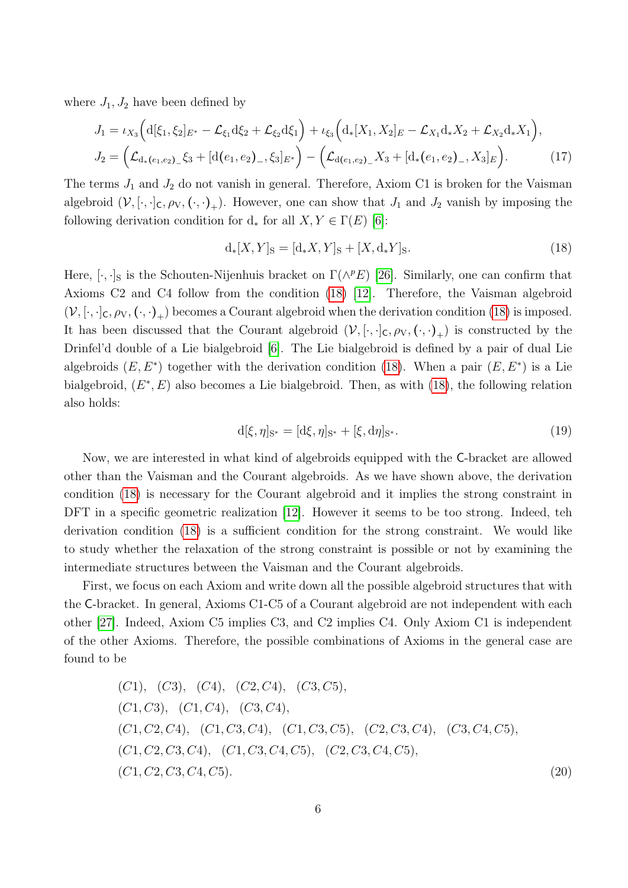where $J_1, J_2$ have been defined by

$$J_1 = \iota_{X_3}\Big(\mathrm{d}[\xi_1,\xi_2]_{E^*} - \mathcal{L}_{\xi_1}\mathrm{d}\xi_2 + \mathcal{L}_{\xi_2}\mathrm{d}\xi_1\Big) + \iota_{\xi_3}\Big(\mathrm{d}_*[X_1,X_2]_E - \mathcal{L}_{X_1}\mathrm{d}_*X_2 + \mathcal{L}_{X_2}\mathrm{d}_*X_1\Big),$$
$$J_2 = \Big(\mathcal{L}_{\mathrm{d}_*(e_1,e_2)_-}\xi_3 + [\mathrm{d}(e_1,e_2)_-,\xi_3]_{E^*}\Big) - \Big(\mathcal{L}_{\mathrm{d}(e_1,e_2)_-}X_3 + [\mathrm{d}_*(e_1,e_2)_-,X_3]_E\Big). \tag{17}$$

The terms $J_1$ and $J_2$ do not vanish in general. Therefore, Axiom C1 is broken for the Vaisman algebroid $(\mathcal{V},[\cdot,\cdot]_{\mathsf{C}},\rho_{\mathrm{V}},(\cdot,\cdot)_+)$. However, one can show that $J_1$ and $J_2$ vanish by imposing the following derivation condition for $\mathrm{d}_*$ for all $X,Y\in\Gamma(E)$ [6]:

$$\mathrm{d}_*[X,Y]_{\mathrm{S}} = [\mathrm{d}_*X,Y]_{\mathrm{S}} + [X,\mathrm{d}_*Y]_{\mathrm{S}}. \tag{18}$$

Here, $[\cdot,\cdot]_{\mathrm{S}}$ is the Schouten-Nijenhuis bracket on $\Gamma(\wedge^p E)$ [26]. Similarly, one can confirm that Axioms C2 and C4 follow from the condition (18) [12]. Therefore, the Vaisman algebroid $(\mathcal{V},[\cdot,\cdot]_{\mathsf{C}},\rho_{\mathrm{V}},(\cdot,\cdot)_+)$ becomes a Courant algebroid when the derivation condition (18) is imposed. It has been discussed that the Courant algebroid $(\mathcal{V},[\cdot,\cdot]_{\mathsf{C}},\rho_{\mathrm{V}},(\cdot,\cdot)_+)$ is constructed by the Drinfel'd double of a Lie bialgebroid [6]. The Lie bialgebroid is defined by a pair of dual Lie algebroids $(E,E^*)$ together with the derivation condition (18). When a pair $(E,E^*)$ is a Lie bialgebroid, $(E^*,E)$ also becomes a Lie bialgebroid. Then, as with (18), the following relation also holds:

$$\mathrm{d}[\xi,\eta]_{\mathrm{S}^*} = [\mathrm{d}\xi,\eta]_{\mathrm{S}^*} + [\xi,\mathrm{d}\eta]_{\mathrm{S}^*}. \tag{19}$$

Now, we are interested in what kind of algebroids equipped with the $\mathsf{C}$-bracket are allowed other than the Vaisman and the Courant algebroids. As we have shown above, the derivation condition (18) is necessary for the Courant algebroid and it implies the strong constraint in DFT in a specific geometric realization [12]. However it seems to be too strong. Indeed, teh derivation condition (18) is a sufficient condition for the strong constraint. We would like to study whether the relaxation of the strong constraint is possible or not by examining the intermediate structures between the Vaisman and the Courant algebroids.

First, we focus on each Axiom and write down all the possible algebroid structures that with the $\mathsf{C}$-bracket. In general, Axioms C1-C5 of a Courant algebroid are not independent with each other [27]. Indeed, Axiom C5 implies C3, and C2 implies C4. Only Axiom C1 is independent of the other Axioms. Therefore, the possible combinations of Axioms in the general case are found to be

$$\begin{aligned}
&(C1),\quad (C3),\quad (C4),\quad (C2,C4),\quad (C3,C5),\\
&(C1,C3),\quad (C1,C4),\quad (C3,C4),\\
&(C1,C2,C4),\quad (C1,C3,C4),\quad (C1,C3,C5),\quad (C2,C3,C4),\quad (C3,C4,C5),\\
&(C1,C2,C3,C4),\quad (C1,C3,C4,C5),\quad (C2,C3,C4,C5),\\
&(C1,C2,C3,C4,C5).
\end{aligned} \tag{20}$$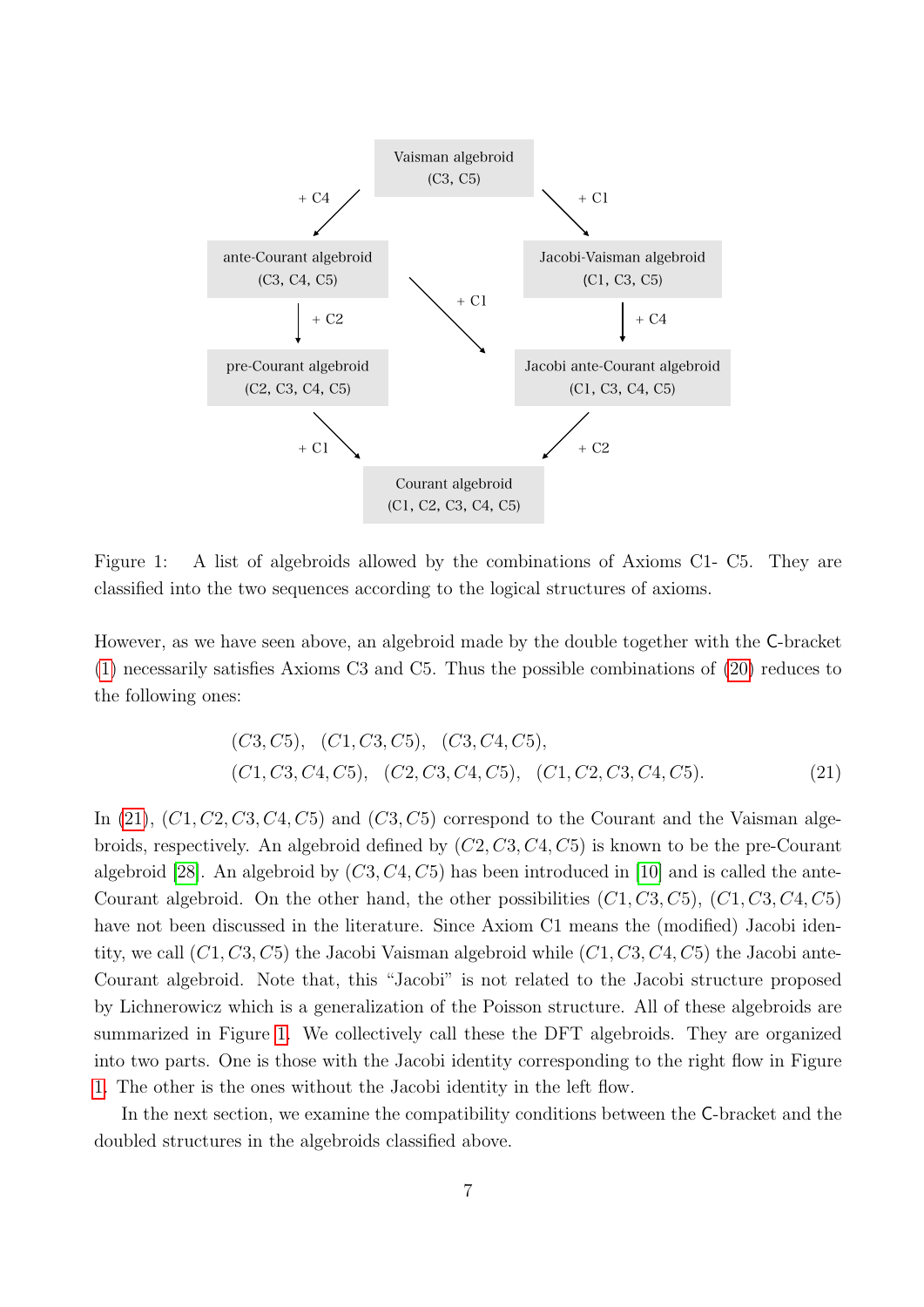Vaisman algebroid
(C3, C5)

ante-Courant algebroid
(C3, C4, C5)

Jacobi-Vaisman algebroid
(C1, C3, C5)

pre-Courant algebroid
(C2, C3, C4, C5)

Jacobi ante-Courant algebroid
(C1, C3, C4, C5)

Courant algebroid
(C1, C2, C3, C4, C5)

Figure 1: A list of algebroids allowed by the combinations of Axioms C1- C5. They are classified into the two sequences according to the logical structures of axioms.

However, as we have seen above, an algebroid made by the double together with the C-bracket (1) necessarily satisfies Axioms C3 and C5. Thus the possible combinations of (20) reduces to the following ones:

$$
\begin{aligned}
&(C3, C5), \quad (C1, C3, C5), \quad (C3, C4, C5), \\
&(C1, C3, C4, C5), \quad (C2, C3, C4, C5), \quad (C1, C2, C3, C4, C5).
\end{aligned}
\tag{21}
$$

In (21), $(C1, C2, C3, C4, C5)$ and $(C3, C5)$ correspond to the Courant and the Vaisman algebroids, respectively. An algebroid defined by $(C2, C3, C4, C5)$ is known to be the pre-Courant algebroid [28]. An algebroid by $(C3, C4, C5)$ has been introduced in [10] and is called the ante-Courant algebroid. On the other hand, the other possibilities $(C1, C3, C5)$, $(C1, C3, C4, C5)$ have not been discussed in the literature. Since Axiom C1 means the (modified) Jacobi identity, we call $(C1, C3, C5)$ the Jacobi Vaisman algebroid while $(C1, C3, C4, C5)$ the Jacobi ante-Courant algebroid. Note that, this "Jacobi" is not related to the Jacobi structure proposed by Lichnerowicz which is a generalization of the Poisson structure. All of these algebroids are summarized in Figure 1. We collectively call these the DFT algebroids. They are organized into two parts. One is those with the Jacobi identity corresponding to the right flow in Figure 1. The other is the ones without the Jacobi identity in the left flow.

In the next section, we examine the compatibility conditions between the C-bracket and the doubled structures in the algebroids classified above.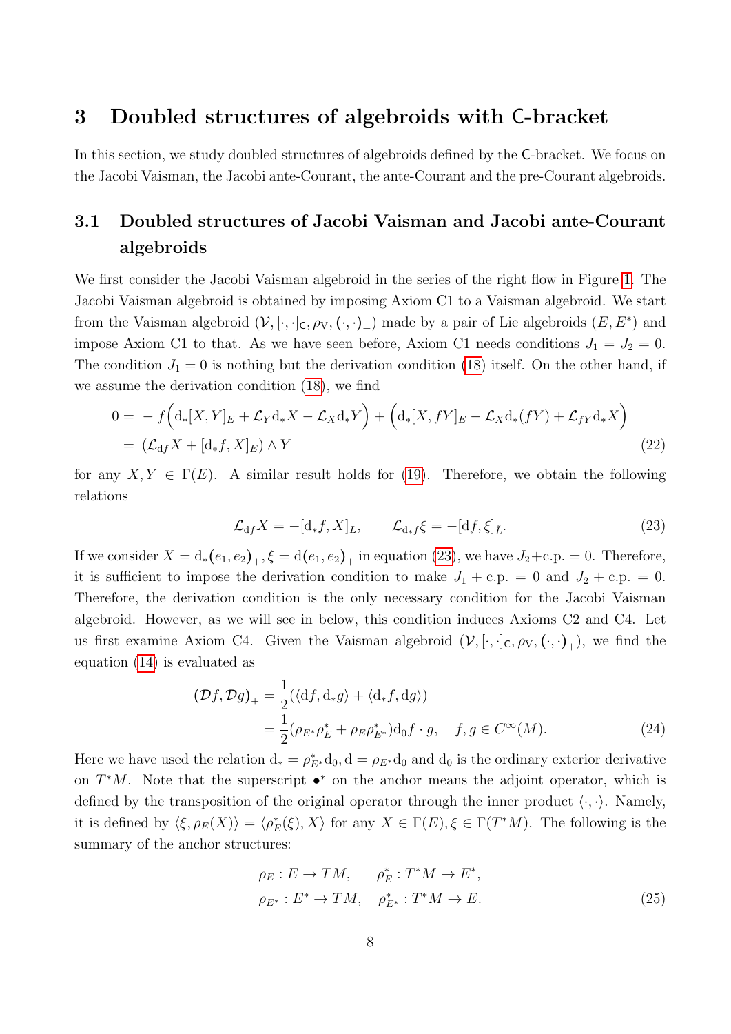# 3 Doubled structures of algebroids with C-bracket

In this section, we study doubled structures of algebroids defined by the C-bracket. We focus on the Jacobi Vaisman, the Jacobi ante-Courant, the ante-Courant and the pre-Courant algebroids.

## 3.1 Doubled structures of Jacobi Vaisman and Jacobi ante-Courant algebroids

We first consider the Jacobi Vaisman algebroid in the series of the right flow in Figure 1. The Jacobi Vaisman algebroid is obtained by imposing Axiom C1 to a Vaisman algebroid. We start from the Vaisman algebroid $(\mathcal{V}, [\cdot,\cdot]_{\mathsf{C}}, \rho_{\mathrm{V}}, (\cdot,\cdot)_+)$ made by a pair of Lie algebroids $(E, E^*)$ and impose Axiom C1 to that. As we have seen before, Axiom C1 needs conditions $J_1 = J_2 = 0$. The condition $J_1 = 0$ is nothing but the derivation condition (18) itself. On the other hand, if we assume the derivation condition (18), we find

$$
\begin{aligned}
0 = &\; - f\Big(\mathrm{d}_*[X,Y]_E + \mathcal{L}_Y \mathrm{d}_* X - \mathcal{L}_X \mathrm{d}_* Y\Big) + \Big(\mathrm{d}_*[X,fY]_E - \mathcal{L}_X \mathrm{d}_*(fY) + \mathcal{L}_{fY}\mathrm{d}_* X\Big) \\
= &\; (\mathcal{L}_{\mathrm{d}f} X + [\mathrm{d}_* f, X]_E) \wedge Y
\end{aligned} \tag{22}
$$

for any $X, Y \in \Gamma(E)$. A similar result holds for (19). Therefore, we obtain the following relations

$$
\mathcal{L}_{\mathrm{d}f} X = -[\mathrm{d}_* f, X]_L, \qquad \mathcal{L}_{\mathrm{d}_* f}\xi = -[\mathrm{d}f, \xi]_{\bar{L}}. \tag{23}
$$

If we consider $X = \mathrm{d}_*(e_1,e_2)_+, \xi = \mathrm{d}(e_1,e_2)_+$ in equation (23), we have $J_2$+c.p. $= 0$. Therefore, it is sufficient to impose the derivation condition to make $J_1$ + c.p. $= 0$ and $J_2$ + c.p. $= 0$. Therefore, the derivation condition is the only necessary condition for the Jacobi Vaisman algebroid. However, as we will see in below, this condition induces Axioms C2 and C4. Let us first examine Axiom C4. Given the Vaisman algebroid $(\mathcal{V}, [\cdot,\cdot]_{\mathsf{C}}, \rho_{\mathrm{V}}, (\cdot,\cdot)_+)$, we find the equation (14) is evaluated as

$$
\begin{aligned}
(\mathcal{D}f, \mathcal{D}g)_+ &= \frac{1}{2}(\langle \mathrm{d}f, \mathrm{d}_* g\rangle + \langle \mathrm{d}_* f, \mathrm{d}g\rangle) \\
&= \frac{1}{2}(\rho_{E^*}\rho_E^* + \rho_E \rho_{E^*}^*)\mathrm{d}_0 f \cdot g, \quad f, g \in C^\infty(M).
\end{aligned} \tag{24}
$$

Here we have used the relation $\mathrm{d}_* = \rho_{E^*}^* \mathrm{d}_0, \mathrm{d} = \rho_{E^*}\mathrm{d}_0$ and $\mathrm{d}_0$ is the ordinary exterior derivative on $T^*M$. Note that the superscript $\bullet^*$ on the anchor means the adjoint operator, which is defined by the transposition of the original operator through the inner product $\langle\cdot,\cdot\rangle$. Namely, it is defined by $\langle \xi, \rho_E(X)\rangle = \langle \rho_E^*(\xi), X\rangle$ for any $X \in \Gamma(E), \xi \in \Gamma(T^*M)$. The following is the summary of the anchor structures:

$$
\begin{aligned}
&\rho_E : E \to TM, \qquad \rho_E^* : T^*M \to E^*, \\
&\rho_{E^*} : E^* \to TM, \quad \rho_{E^*}^* : T^*M \to E.
\end{aligned} \tag{25}
$$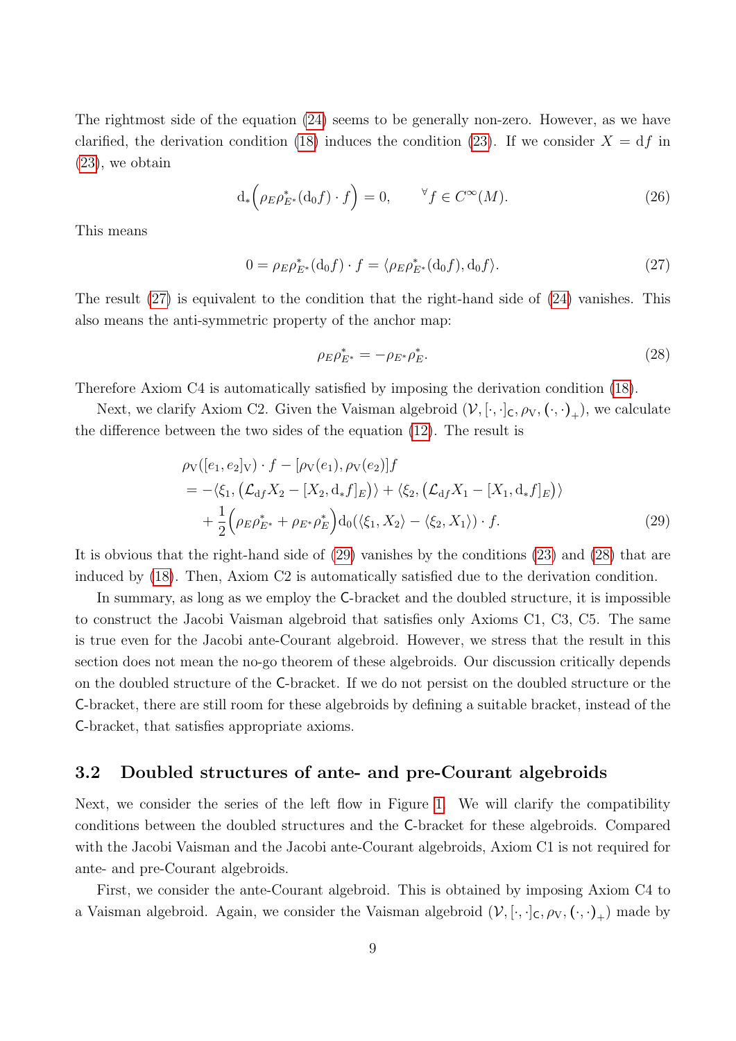The rightmost side of the equation (24) seems to be generally non-zero. However, as we have clarified, the derivation condition (18) induces the condition (23). If we consider $X = \mathrm{d}f$ in (23), we obtain

$$\mathrm{d}_*\Big(\rho_E \rho_{E^*}^*(\mathrm{d}_0 f)\cdot f\Big) = 0, \qquad {}^\forall f \in C^\infty(M). \tag{26}$$

This means

$$0 = \rho_E \rho_{E^*}^*(\mathrm{d}_0 f)\cdot f = \langle \rho_E \rho_{E^*}^*(\mathrm{d}_0 f), \mathrm{d}_0 f\rangle. \tag{27}$$

The result (27) is equivalent to the condition that the right-hand side of (24) vanishes. This also means the anti-symmetric property of the anchor map:

$$\rho_E \rho_{E^*}^* = -\rho_{E^*}\rho_E^*. \tag{28}$$

Therefore Axiom C4 is automatically satisfied by imposing the derivation condition (18).

Next, we clarify Axiom C2. Given the Vaisman algebroid $(\mathcal{V}, [\cdot,\cdot]_{\mathsf{C}}, \rho_{\mathrm{V}}, (\cdot,\cdot)_+)$, we calculate the difference between the two sides of the equation (12). The result is

$$\begin{aligned}
&\rho_{\mathrm{V}}([e_1, e_2]_{\mathrm{V}})\cdot f - [\rho_{\mathrm{V}}(e_1), \rho_{\mathrm{V}}(e_2)]f \\
&= -\langle \xi_1, \big(\mathcal{L}_{\mathrm{d}f} X_2 - [X_2, \mathrm{d}_* f]_E\big)\rangle + \langle \xi_2, \big(\mathcal{L}_{\mathrm{d}f} X_1 - [X_1, \mathrm{d}_* f]_E\big)\rangle \\
&\quad + \frac{1}{2}\Big(\rho_E \rho_{E^*}^* + \rho_{E^*}\rho_E^*\Big)\mathrm{d}_0(\langle \xi_1, X_2\rangle - \langle \xi_2, X_1\rangle)\cdot f.
\end{aligned} \tag{29}$$

It is obvious that the right-hand side of (29) vanishes by the conditions (23) and (28) that are induced by (18). Then, Axiom C2 is automatically satisfied due to the derivation condition.

In summary, as long as we employ the $\mathsf{C}$-bracket and the doubled structure, it is impossible to construct the Jacobi Vaisman algebroid that satisfies only Axioms C1, C3, C5. The same is true even for the Jacobi ante-Courant algebroid. However, we stress that the result in this section does not mean the no-go theorem of these algebroids. Our discussion critically depends on the doubled structure of the $\mathsf{C}$-bracket. If we do not persist on the doubled structure or the $\mathsf{C}$-bracket, there are still room for these algebroids by defining a suitable bracket, instead of the $\mathsf{C}$-bracket, that satisfies appropriate axioms.

## 3.2 Doubled structures of ante- and pre-Courant algebroids

Next, we consider the series of the left flow in Figure 1. We will clarify the compatibility conditions between the doubled structures and the $\mathsf{C}$-bracket for these algebroids. Compared with the Jacobi Vaisman and the Jacobi ante-Courant algebroids, Axiom C1 is not required for ante- and pre-Courant algebroids.

First, we consider the ante-Courant algebroid. This is obtained by imposing Axiom C4 to a Vaisman algebroid. Again, we consider the Vaisman algebroid $(\mathcal{V}, [\cdot,\cdot]_{\mathsf{C}}, \rho_{\mathrm{V}}, (\cdot,\cdot)_+)$ made by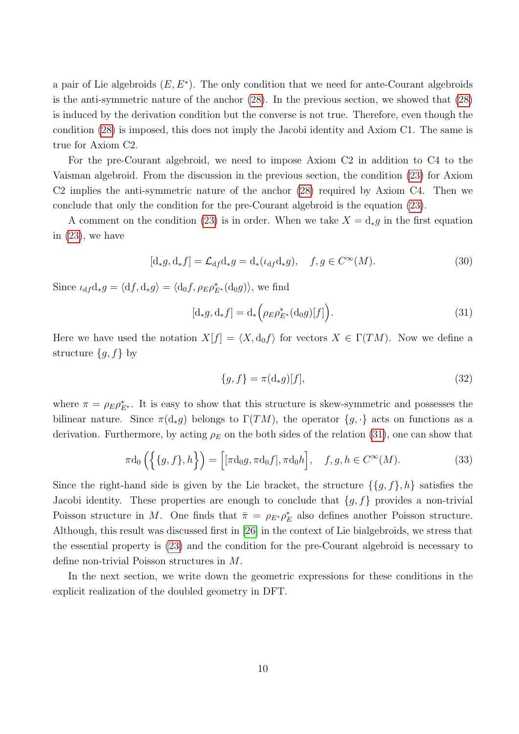a pair of Lie algebroids $(E, E^*)$. The only condition that we need for ante-Courant algebroids is the anti-symmetric nature of the anchor (28). In the previous section, we showed that (28) is induced by the derivation condition but the converse is not true. Therefore, even though the condition (28) is imposed, this does not imply the Jacobi identity and Axiom C1. The same is true for Axiom C2.

For the pre-Courant algebroid, we need to impose Axiom C2 in addition to C4 to the Vaisman algebroid. From the discussion in the previous section, the condition (23) for Axiom C2 implies the anti-symmetric nature of the anchor (28) required by Axiom C4. Then we conclude that only the condition for the pre-Courant algebroid is the equation (23).

A comment on the condition (23) is in order. When we take $X = \mathrm{d}_* g$ in the first equation in (23), we have

$$[\mathrm{d}_* g, \mathrm{d}_* f] = \mathcal{L}_{\mathrm{d}f} \mathrm{d}_* g = \mathrm{d}_*(\iota_{\mathrm{d}f} \mathrm{d}_* g), \quad f, g \in C^\infty(M). \tag{30}$$

Since $\iota_{\mathrm{d}f} \mathrm{d}_* g = \langle \mathrm{d}f, \mathrm{d}_* g \rangle = \langle \mathrm{d}_0 f, \rho_E \rho^*_{E^*}(\mathrm{d}_0 g) \rangle$, we find

$$[\mathrm{d}_* g, \mathrm{d}_* f] = \mathrm{d}_* \Big( \rho_E \rho^*_{E^*}(\mathrm{d}_0 g)[f] \Big). \tag{31}$$

Here we have used the notation $X[f] = \langle X, \mathrm{d}_0 f \rangle$ for vectors $X \in \Gamma(TM)$. Now we define a structure $\{g, f\}$ by

$$\{g, f\} = \pi(\mathrm{d}_* g)[f], \tag{32}$$

where $\pi = \rho_E \rho^*_{E^*}$. It is easy to show that this structure is skew-symmetric and possesses the bilinear nature. Since $\pi(\mathrm{d}_* g)$ belongs to $\Gamma(TM)$, the operator $\{g, \cdot\}$ acts on functions as a derivation. Furthermore, by acting $\rho_E$ on the both sides of the relation (31), one can show that

$$\pi \mathrm{d}_0 \Big( \Big\{ \{g, f\}, h \Big\} \Big) = \Big[ [\pi \mathrm{d}_0 g, \pi \mathrm{d}_0 f], \pi \mathrm{d}_0 h \Big], \quad f, g, h \in C^\infty(M). \tag{33}$$

Since the right-hand side is given by the Lie bracket, the structure $\{\{g, f\}, h\}$ satisfies the Jacobi identity. These properties are enough to conclude that $\{g, f\}$ provides a non-trivial Poisson structure in $M$. One finds that $\bar{\pi} = \rho_{E^*} \rho^*_E$ also defines another Poisson structure. Although, this result was discussed first in [26] in the context of Lie bialgebroids, we stress that the essential property is (23) and the condition for the pre-Courant algebroid is necessary to define non-trivial Poisson structures in $M$.

In the next section, we write down the geometric expressions for these conditions in the explicit realization of the doubled geometry in DFT.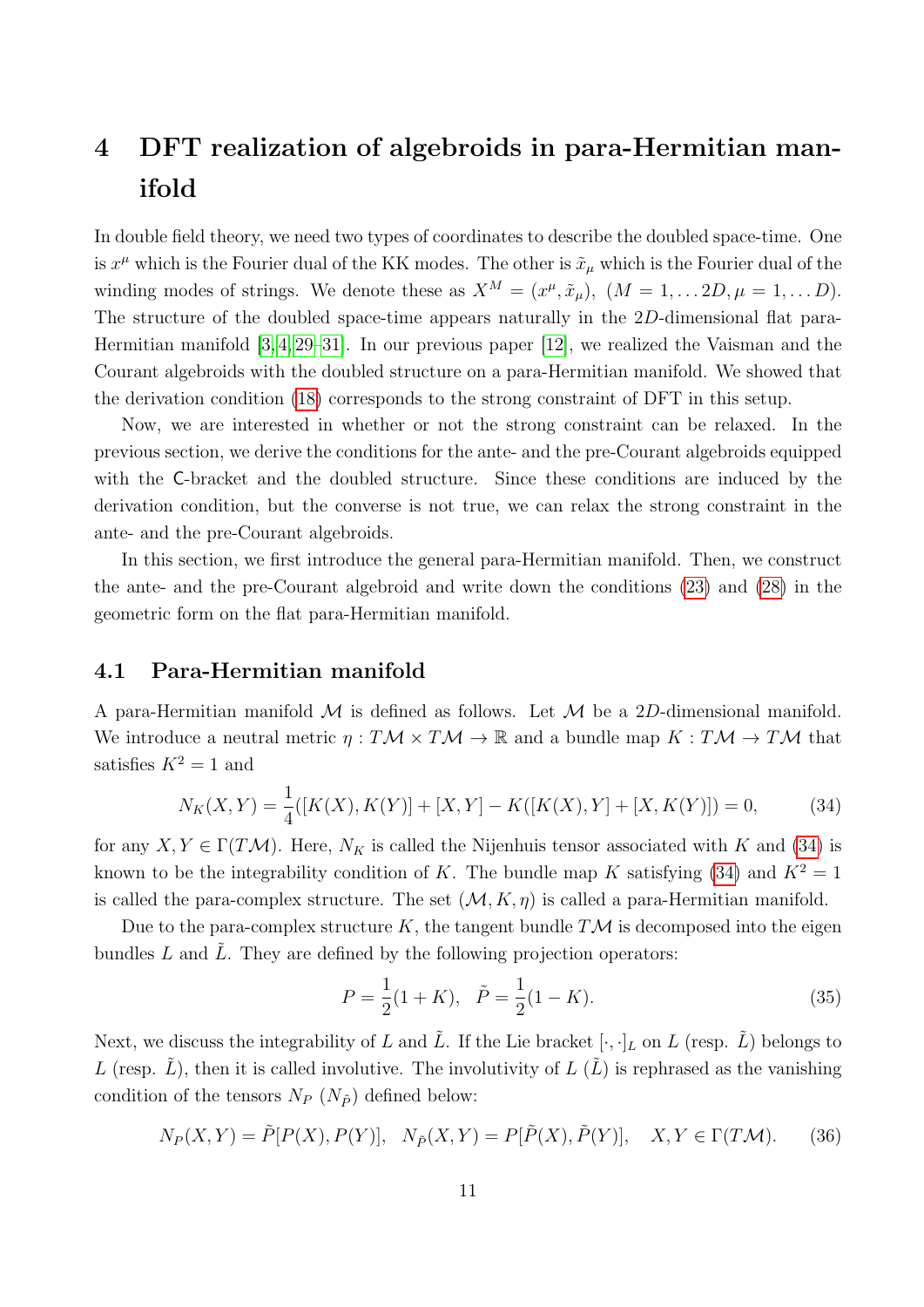# 4 DFT realization of algebroids in para-Hermitian manifold

In double field theory, we need two types of coordinates to describe the doubled space-time. One is $x^\mu$ which is the Fourier dual of the KK modes. The other is $\tilde{x}_\mu$ which is the Fourier dual of the winding modes of strings. We denote these as $X^M = (x^\mu, \tilde{x}_\mu)$, $(M = 1, \ldots 2D, \mu = 1, \ldots D)$. The structure of the doubled space-time appears naturally in the $2D$-dimensional flat para-Hermitian manifold [3,4,29–31]. In our previous paper [12], we realized the Vaisman and the Courant algebroids with the doubled structure on a para-Hermitian manifold. We showed that the derivation condition (18) corresponds to the strong constraint of DFT in this setup.

Now, we are interested in whether or not the strong constraint can be relaxed. In the previous section, we derive the conditions for the ante- and the pre-Courant algebroids equipped with the C-bracket and the doubled structure. Since these conditions are induced by the derivation condition, but the converse is not true, we can relax the strong constraint in the ante- and the pre-Courant algebroids.

In this section, we first introduce the general para-Hermitian manifold. Then, we construct the ante- and the pre-Courant algebroid and write down the conditions (23) and (28) in the geometric form on the flat para-Hermitian manifold.

## 4.1 Para-Hermitian manifold

A para-Hermitian manifold $\mathcal{M}$ is defined as follows. Let $\mathcal{M}$ be a $2D$-dimensional manifold. We introduce a neutral metric $\eta : T\mathcal{M} \times T\mathcal{M} \to \mathbb{R}$ and a bundle map $K : T\mathcal{M} \to T\mathcal{M}$ that satisfies $K^2 = 1$ and

$$N_K(X,Y) = \frac{1}{4}([K(X), K(Y)] + [X,Y] - K([K(X),Y] + [X, K(Y)]) = 0, \tag{34}$$

for any $X, Y \in \Gamma(T\mathcal{M})$. Here, $N_K$ is called the Nijenhuis tensor associated with $K$ and (34) is known to be the integrability condition of $K$. The bundle map $K$ satisfying (34) and $K^2 = 1$ is called the para-complex structure. The set $(\mathcal{M}, K, \eta)$ is called a para-Hermitian manifold.

Due to the para-complex structure $K$, the tangent bundle $T\mathcal{M}$ is decomposed into the eigen bundles $L$ and $\tilde{L}$. They are defined by the following projection operators:

$$P = \frac{1}{2}(1 + K), \quad \tilde{P} = \frac{1}{2}(1 - K). \tag{35}$$

Next, we discuss the integrability of $L$ and $\tilde{L}$. If the Lie bracket $[\cdot, \cdot]_L$ on $L$ (resp. $\tilde{L}$) belongs to $L$ (resp. $\tilde{L}$), then it is called involutive. The involutivity of $L$ ($\tilde{L}$) is rephrased as the vanishing condition of the tensors $N_P$ ($N_{\tilde{P}}$) defined below:

$$N_P(X,Y) = \tilde{P}[P(X), P(Y)], \quad N_{\tilde{P}}(X,Y) = P[\tilde{P}(X), \tilde{P}(Y)], \quad X, Y \in \Gamma(T\mathcal{M}). \tag{36}$$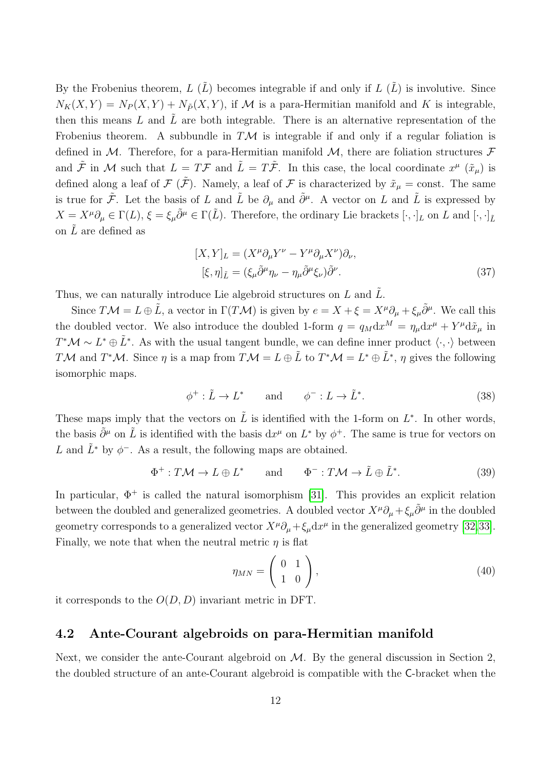By the Frobenius theorem, $L$ ($\tilde{L}$) becomes integrable if and only if $L$ ($\tilde{L}$) is involutive. Since $N_K(X,Y) = N_P(X,Y) + N_{\tilde{P}}(X,Y)$, if $\mathcal{M}$ is a para-Hermitian manifold and $K$ is integrable, then this means $L$ and $\tilde{L}$ are both integrable. There is an alternative representation of the Frobenius theorem. A subbundle in $T\mathcal{M}$ is integrable if and only if a regular foliation is defined in $\mathcal{M}$. Therefore, for a para-Hermitian manifold $\mathcal{M}$, there are foliation structures $\mathcal{F}$ and $\tilde{\mathcal{F}}$ in $\mathcal{M}$ such that $L = T\mathcal{F}$ and $\tilde{L} = T\tilde{\mathcal{F}}$. In this case, the local coordinate $x^\mu$ ($\tilde{x}_\mu$) is defined along a leaf of $\mathcal{F}$ ($\tilde{\mathcal{F}}$). Namely, a leaf of $\mathcal{F}$ is characterized by $\tilde{x}_\mu =$ const. The same is true for $\tilde{\mathcal{F}}$. Let the basis of $L$ and $\tilde{L}$ be $\partial_\mu$ and $\tilde{\partial}^\mu$. A vector on $L$ and $\tilde{L}$ is expressed by $X = X^\mu\partial_\mu \in \Gamma(L)$, $\xi = \xi_\mu\tilde{\partial}^\mu \in \Gamma(\tilde{L})$. Therefore, the ordinary Lie brackets $[\cdot,\cdot]_L$ on $L$ and $[\cdot,\cdot]_{\tilde{L}}$ on $\tilde{L}$ are defined as

$$
\begin{aligned}
[X,Y]_L &= (X^\mu\partial_\mu Y^\nu - Y^\mu\partial_\mu X^\nu)\partial_\nu, \\
[\xi,\eta]_{\tilde{L}} &= (\xi_\mu\tilde{\partial}^\mu\eta_\nu - \eta_\mu\tilde{\partial}^\mu\xi_\nu)\tilde{\partial}^\nu.
\end{aligned} \tag{37}
$$

Thus, we can naturally introduce Lie algebroid structures on $L$ and $\tilde{L}$.

Since $T\mathcal{M} = L \oplus \tilde{L}$, a vector in $\Gamma(T\mathcal{M})$ is given by $e = X + \xi = X^\mu\partial_\mu + \xi_\mu\tilde{\partial}^\mu$. We call this the doubled vector. We also introduce the doubled 1-form $q = q_M \mathrm{d}x^M = \eta_\mu \mathrm{d}x^\mu + Y^\mu \mathrm{d}\tilde{x}_\mu$ in $T^*\mathcal{M} \sim L^* \oplus \tilde{L}^*$. As with the usual tangent bundle, we can define inner product $\langle\cdot,\cdot\rangle$ between $T\mathcal{M}$ and $T^*\mathcal{M}$. Since $\eta$ is a map from $T\mathcal{M} = L \oplus \tilde{L}$ to $T^*\mathcal{M} = L^* \oplus \tilde{L}^*$, $\eta$ gives the following isomorphic maps.

$$
\phi^+ : \tilde{L} \to L^* \qquad \text{and} \qquad \phi^- : L \to \tilde{L}^*. \tag{38}
$$

These maps imply that the vectors on $\tilde{L}$ is identified with the 1-form on $L^*$. In other words, the basis $\tilde{\partial}^\mu$ on $\tilde{L}$ is identified with the basis $\mathrm{d}x^\mu$ on $L^*$ by $\phi^+$. The same is true for vectors on $L$ and $\tilde{L}^*$ by $\phi^-$. As a result, the following maps are obtained.

$$
\Phi^+ : T\mathcal{M} \to L \oplus L^* \qquad \text{and} \qquad \Phi^- : T\mathcal{M} \to \tilde{L} \oplus \tilde{L}^*. \tag{39}
$$

In particular, $\Phi^+$ is called the natural isomorphism [31]. This provides an explicit relation between the doubled and generalized geometries. A doubled vector $X^\mu\partial_\mu + \xi_\mu\tilde{\partial}^\mu$ in the doubled geometry corresponds to a generalized vector $X^\mu\partial_\mu + \xi_\mu \mathrm{d}x^\mu$ in the generalized geometry [32,33]. Finally, we note that when the neutral metric $\eta$ is flat

$$
\eta_{MN} = \begin{pmatrix} 0 & 1 \\ 1 & 0 \end{pmatrix}, \tag{40}
$$

it corresponds to the $O(D,D)$ invariant metric in DFT.

## 4.2 Ante-Courant algebroids on para-Hermitian manifold

Next, we consider the ante-Courant algebroid on $\mathcal{M}$. By the general discussion in Section 2, the doubled structure of an ante-Courant algebroid is compatible with the $\mathsf{C}$-bracket when the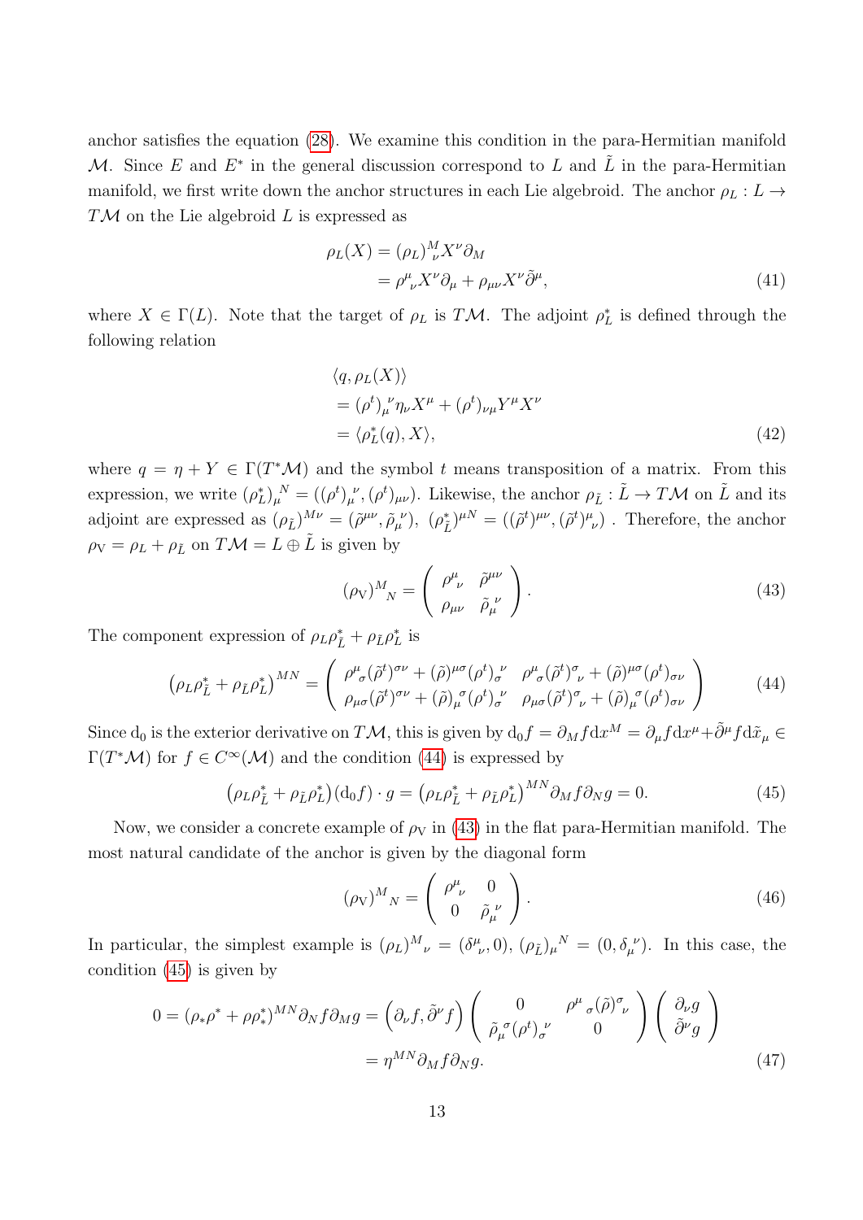anchor satisfies the equation (28). We examine this condition in the para-Hermitian manifold $\mathcal{M}$. Since $E$ and $E^*$ in the general discussion correspond to $L$ and $\tilde{L}$ in the para-Hermitian manifold, we first write down the anchor structures in each Lie algebroid. The anchor $\rho_L : L \to T\mathcal{M}$ on the Lie algebroid $L$ is expressed as

$$
\begin{aligned}
\rho_L(X) &= (\rho_L)^M_{\ \nu} X^\nu \partial_M \\
&= \rho^\mu_{\ \nu} X^\nu \partial_\mu + \rho_{\mu\nu} X^\nu \tilde{\partial}^\mu,
\end{aligned}
\tag{41}
$$

where $X \in \Gamma(L)$. Note that the target of $\rho_L$ is $T\mathcal{M}$. The adjoint $\rho_L^*$ is defined through the following relation

$$
\begin{aligned}
&\langle q, \rho_L(X) \rangle \\
&= (\rho^t)_\mu^{\ \nu} \eta_\nu X^\mu + (\rho^t)_{\nu\mu} Y^\mu X^\nu \\
&= \langle \rho_L^*(q), X \rangle,
\end{aligned}
\tag{42}
$$

where $q = \eta + Y \in \Gamma(T^*\mathcal{M})$ and the symbol $t$ means transposition of a matrix. From this expression, we write $(\rho_L^*)_\mu^{\ N} = ((\rho^t)_\mu^{\ \nu}, (\rho^t)_{\mu\nu})$. Likewise, the anchor $\rho_{\tilde{L}} : \tilde{L} \to T\mathcal{M}$ on $\tilde{L}$ and its adjoint are expressed as $(\rho_{\tilde{L}})^{M\nu} = (\tilde{\rho}^{\mu\nu}, \tilde{\rho}_\mu^{\ \nu})$, $(\rho_{\tilde{L}}^*)^{\mu N} = ((\tilde{\rho}^t)^{\mu\nu}, (\tilde{\rho}^t)^\mu_{\ \nu})$ . Therefore, the anchor $\rho_{\mathrm{V}} = \rho_L + \rho_{\tilde{L}}$ on $T\mathcal{M} = L \oplus \tilde{L}$ is given by

$$
(\rho_{\mathrm{V}})^M_{\ N} = \begin{pmatrix} \rho^\mu_{\ \nu} & \tilde{\rho}^{\mu\nu} \\ \rho_{\mu\nu} & \tilde{\rho}_\mu^{\ \nu} \end{pmatrix}.
\tag{43}
$$

The component expression of $\rho_L \rho_{\tilde{L}}^* + \rho_{\tilde{L}} \rho_L^*$ is

$$
\left(\rho_L \rho_{\tilde{L}}^* + \rho_{\tilde{L}} \rho_L^*\right)^{MN} = \begin{pmatrix} \rho^\mu_{\ \sigma} (\tilde{\rho}^t)^{\sigma\nu} + (\tilde{\rho})^{\mu\sigma} (\rho^t)_\sigma^{\ \nu} & \rho^\mu_{\ \sigma} (\tilde{\rho}^t)^\sigma_{\ \nu} + (\tilde{\rho})^{\mu\sigma} (\rho^t)_{\sigma\nu} \\ \rho_{\mu\sigma} (\tilde{\rho}^t)^{\sigma\nu} + (\tilde{\rho})_\mu^{\ \sigma} (\rho^t)_\sigma^{\ \nu} & \rho_{\mu\sigma} (\tilde{\rho}^t)^\sigma_{\ \nu} + (\tilde{\rho})_\mu^{\ \sigma} (\rho^t)_{\sigma\nu} \end{pmatrix}
\tag{44}
$$

Since $\mathrm{d}_0$ is the exterior derivative on $T\mathcal{M}$, this is given by $\mathrm{d}_0 f = \partial_M f \mathrm{d}x^M = \partial_\mu f \mathrm{d}x^\mu + \tilde{\partial}^\mu f \mathrm{d}\tilde{x}_\mu \in \Gamma(T^*\mathcal{M})$ for $f \in C^\infty(\mathcal{M})$ and the condition (44) is expressed by

$$
\left(\rho_L \rho_{\tilde{L}}^* + \rho_{\tilde{L}} \rho_L^*\right)(\mathrm{d}_0 f) \cdot g = \left(\rho_L \rho_{\tilde{L}}^* + \rho_{\tilde{L}} \rho_L^*\right)^{MN} \partial_M f \partial_N g = 0.
\tag{45}
$$

Now, we consider a concrete example of $\rho_{\mathrm{V}}$ in (43) in the flat para-Hermitian manifold. The most natural candidate of the anchor is given by the diagonal form

$$
(\rho_{\mathrm{V}})^M_{\ N} = \begin{pmatrix} \rho^\mu_{\ \nu} & 0 \\ 0 & \tilde{\rho}_\mu^{\ \nu} \end{pmatrix}.
\tag{46}
$$

In particular, the simplest example is $(\rho_L)^M_{\ \nu} = (\delta^\mu_{\ \nu}, 0)$, $(\rho_{\tilde{L}})_\mu^{\ N} = (0, \delta_\mu^{\ \nu})$. In this case, the condition (45) is given by

$$
\begin{aligned}
0 = (\rho_* \rho^* + \rho \rho_*^*)^{MN} \partial_N f \partial_M g &= \begin{pmatrix} \partial_\nu f, \tilde{\partial}^\nu f \end{pmatrix} \begin{pmatrix} 0 & \rho^\mu_{\ \sigma} (\tilde{\rho})^\sigma_{\ \nu} \\ \tilde{\rho}_\mu^{\ \sigma} (\rho^t)_\sigma^{\ \nu} & 0 \end{pmatrix} \begin{pmatrix} \partial_\nu g \\ \tilde{\partial}^\nu g \end{pmatrix} \\
&= \eta^{MN} \partial_M f \partial_N g.
\end{aligned}
\tag{47}
$$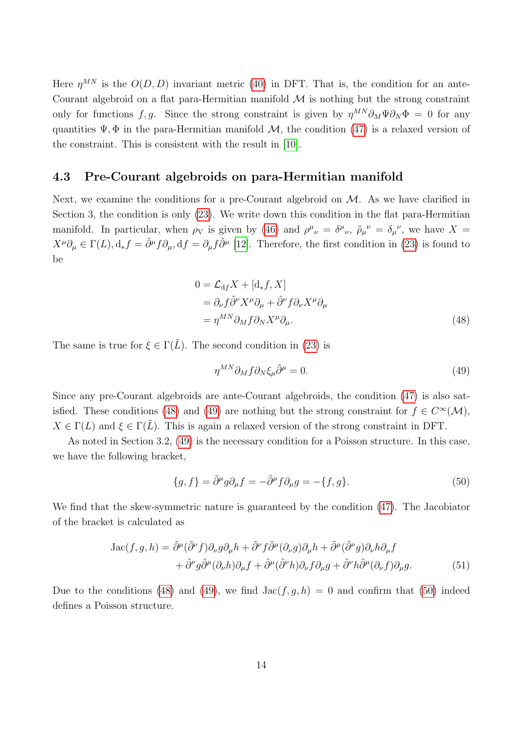Here $\eta^{MN}$ is the $O(D,D)$ invariant metric (40) in DFT. That is, the condition for an ante-Courant algebroid on a flat para-Hermitian manifold $\mathcal{M}$ is nothing but the strong constraint only for functions $f, g$. Since the strong constraint is given by $\eta^{MN}\partial_M \Psi \partial_N \Phi = 0$ for any quantities $\Psi, \Phi$ in the para-Hermitian manifold $\mathcal{M}$, the condition (47) is a relaxed version of the constraint. This is consistent with the result in [10].

### 4.3 Pre-Courant algebroids on para-Hermitian manifold

Next, we examine the conditions for a pre-Courant algebroid on $\mathcal{M}$. As we have clarified in Section 3, the condition is only (23). We write down this condition in the flat para-Hermitian manifold. In particular, when $\rho_{\mathrm{V}}$ is given by (46) and $\rho^\mu{}_\nu = \delta^\mu{}_\nu$, $\tilde{\rho}_\mu{}^\nu = \delta_\mu{}^\nu$, we have $X = X^\mu \partial_\mu \in \Gamma(L)$, $\mathrm{d}_* f = \tilde{\partial}^\mu f \partial_\mu$, $\mathrm{d}f = \partial_\mu f \tilde{\partial}^\mu$ [12]. Therefore, the first condition in (23) is found to be

$$
\begin{aligned}
0 &= \mathcal{L}_{\mathrm{d}f} X + [\mathrm{d}_* f, X] \\
&= \partial_\nu f \tilde{\partial}^\nu X^\mu \partial_\mu + \tilde{\partial}^\nu f \partial_\nu X^\mu \partial_\mu \\
&= \eta^{MN} \partial_M f \partial_N X^\mu \partial_\mu .
\end{aligned}
\tag{48}
$$

The same is true for $\xi \in \Gamma(\tilde{L})$. The second condition in (23) is

$$
\eta^{MN} \partial_M f \partial_N \xi_\mu \tilde{\partial}^\mu = 0. \tag{49}
$$

Since any pre-Courant algebroids are ante-Courant algebroids, the condition (47) is also satisfied. These conditions (48) and (49) are nothing but the strong constraint for $f \in C^\infty(\mathcal{M})$, $X \in \Gamma(L)$ and $\xi \in \Gamma(\tilde{L})$. This is again a relaxed version of the strong constraint in DFT.

As noted in Section 3.2, (49) is the necessary condition for a Poisson structure. In this case, we have the following bracket,

$$
\{g, f\} = \tilde{\partial}^\mu g \partial_\mu f = -\tilde{\partial}^\mu f \partial_\mu g = -\{f, g\}. \tag{50}
$$

We find that the skew-symmetric nature is guaranteed by the condition (47). The Jacobiator of the bracket is calculated as

$$
\begin{aligned}
\mathrm{Jac}(f,g,h) = \; &\tilde{\partial}^\mu(\tilde{\partial}^\nu f)\partial_\nu g \partial_\mu h + \tilde{\partial}^\nu f \tilde{\partial}^\mu(\partial_\nu g)\partial_\mu h + \tilde{\partial}^\mu(\tilde{\partial}^\nu g)\partial_\nu h \partial_\mu f \\
&+ \tilde{\partial}^\nu g \tilde{\partial}^\mu(\partial_\nu h)\partial_\mu f + \tilde{\partial}^\mu(\tilde{\partial}^\nu h)\partial_\nu f \partial_\mu g + \tilde{\partial}^\nu h \tilde{\partial}^\mu(\partial_\nu f)\partial_\mu g.
\end{aligned}
\tag{51}
$$

Due to the conditions (48) and (49), we find $\mathrm{Jac}(f,g,h) = 0$ and confirm that (50) indeed defines a Poisson structure.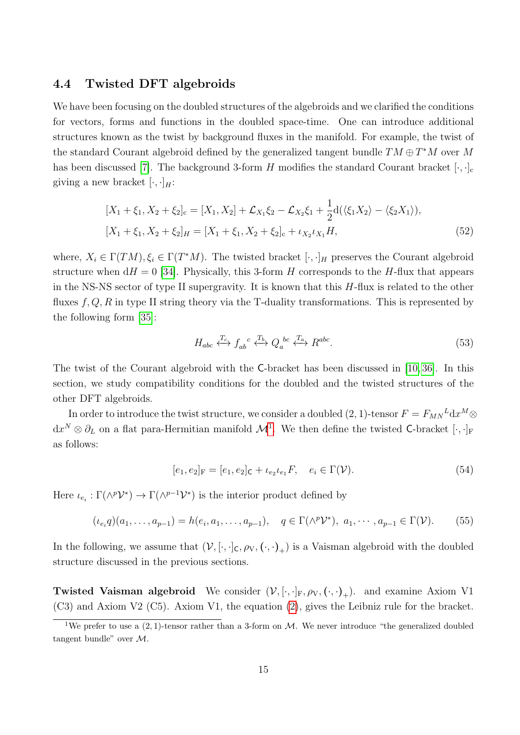### 4.4 Twisted DFT algebroids

We have been focusing on the doubled structures of the algebroids and we clarified the conditions for vectors, forms and functions in the doubled space-time. One can introduce additional structures known as the twist by background fluxes in the manifold. For example, the twist of the standard Courant algebroid defined by the generalized tangent bundle $TM \oplus T^*M$ over $M$ has been discussed [7]. The background 3-form $H$ modifies the standard Courant bracket $[\cdot,\cdot]_{\rm c}$ giving a new bracket $[\cdot,\cdot]_H$:

$$
\begin{aligned}
&[X_1+\xi_1, X_2+\xi_2]_{\rm c} = [X_1, X_2] + \mathcal{L}_{X_1}\xi_2 - \mathcal{L}_{X_2}\xi_1 + \frac{1}{2}{\rm d}(\langle \xi_1 X_2\rangle - \langle \xi_2 X_1\rangle), \\
&[X_1+\xi_1, X_2+\xi_2]_H = [X_1+\xi_1, X_2+\xi_2]_{\rm c} + \iota_{X_2}\iota_{X_1}H,
\end{aligned}
\tag{52}
$$

where, $X_i \in \Gamma(TM), \xi_i \in \Gamma(T^*M)$. The twisted bracket $[\cdot,\cdot]_H$ preserves the Courant algebroid structure when ${\rm d}H = 0$ [34]. Physically, this 3-form $H$ corresponds to the $H$-flux that appears in the NS-NS sector of type II supergravity. It is known that this $H$-flux is related to the other fluxes $f, Q, R$ in type II string theory via the T-duality transformations. This is represented by the following form [35]:

$$
H_{abc} \overset{T_c}{\longleftrightarrow} f_{ab}{}^{c} \overset{T_b}{\longleftrightarrow} Q_a{}^{bc} \overset{T_a}{\longleftrightarrow} R^{abc}.
\tag{53}
$$

The twist of the Courant algebroid with the $\mathsf{C}$-bracket has been discussed in [10, 36]. In this section, we study compatibility conditions for the doubled and the twisted structures of the other DFT algebroids.

In order to introduce the twist structure, we consider a doubled $(2,1)$-tensor $F = F_{MN}{}^{L}{\rm d}x^M \otimes {\rm d}x^N \otimes \partial_L$ on a flat para-Hermitian manifold $\mathcal{M}$[1]. We then define the twisted $\mathsf{C}$-bracket $[\cdot,\cdot]_{\rm F}$ as follows:

$$
[e_1, e_2]_{\rm F} = [e_1, e_2]_{\mathsf{C}} + \iota_{e_2}\iota_{e_1}F, \quad e_i \in \Gamma(\mathcal{V}).
\tag{54}
$$

Here $\iota_{e_i} : \Gamma(\wedge^p \mathcal{V}^*) \to \Gamma(\wedge^{p-1}\mathcal{V}^*)$ is the interior product defined by

$$
(\iota_{e_i} q)(a_1, \ldots, a_{p-1}) = h(e_i, a_1, \ldots, a_{p-1}), \quad q \in \Gamma(\wedge^p \mathcal{V}^*),\ a_1, \cdots, a_{p-1} \in \Gamma(\mathcal{V}).
\tag{55}
$$

In the following, we assume that $(\mathcal{V}, [\cdot,\cdot]_{\mathsf{C}}, \rho_{\rm V}, (\cdot,\cdot)_+)$ is a Vaisman algebroid with the doubled structure discussed in the previous sections.

**Twisted Vaisman algebroid** We consider $(\mathcal{V}, [\cdot,\cdot]_{\rm F}, \rho_{\rm V}, (\cdot,\cdot)_+)$. and examine Axiom V1 (C3) and Axiom V2 (C5). Axiom V1, the equation (2), gives the Leibniz rule for the bracket.

[1] We prefer to use a $(2,1)$-tensor rather than a 3-form on $\mathcal{M}$. We never introduce "the generalized doubled tangent bundle" over $\mathcal{M}$.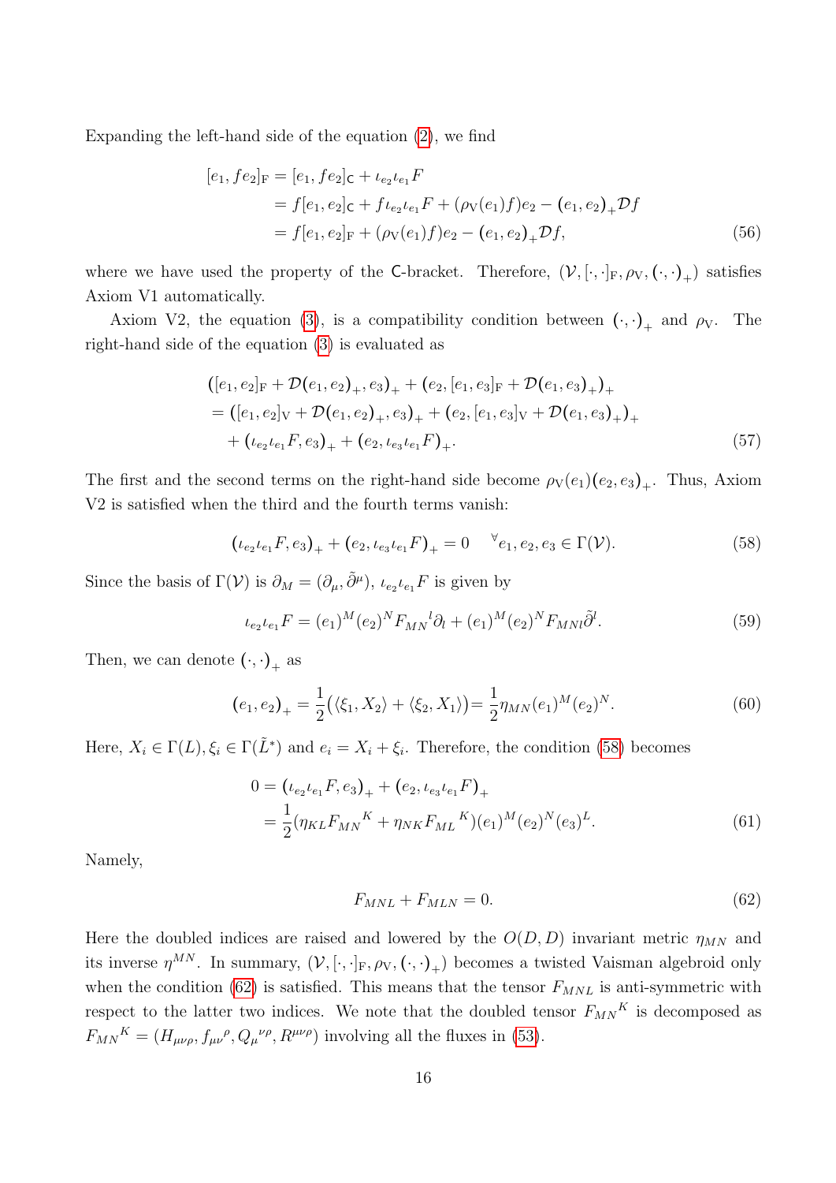Expanding the left-hand side of the equation (2), we find

$$
\begin{aligned}
[e_1, fe_2]_{\mathrm{F}} &= [e_1, fe_2]_{\mathsf{C}} + \iota_{e_2}\iota_{e_1}F \\
&= f[e_1, e_2]_{\mathsf{C}} + f\iota_{e_2}\iota_{e_1}F + (\rho_{\mathrm{V}}(e_1)f)e_2 - (e_1, e_2)_+\mathcal{D}f \\
&= f[e_1, e_2]_{\mathrm{F}} + (\rho_{\mathrm{V}}(e_1)f)e_2 - (e_1, e_2)_+\mathcal{D}f,
\end{aligned} \tag{56}
$$

where we have used the property of the $\mathsf{C}$-bracket. Therefore, $(\mathcal{V}, [\cdot,\cdot]_{\mathrm{F}}, \rho_{\mathrm{V}}, (\cdot,\cdot)_+)$ satisfies Axiom V1 automatically.

Axiom V2, the equation (3), is a compatibility condition between $(\cdot,\cdot)_+$ and $\rho_{\mathrm{V}}$. The right-hand side of the equation (3) is evaluated as

$$
\begin{aligned}
&([e_1, e_2]_{\mathrm{F}} + \mathcal{D}(e_1, e_2)_+, e_3)_+ + (e_2, [e_1, e_3]_{\mathrm{F}} + \mathcal{D}(e_1, e_3)_+)_+ \\
&= ([e_1, e_2]_{\mathrm{V}} + \mathcal{D}(e_1, e_2)_+, e_3)_+ + (e_2, [e_1, e_3]_{\mathrm{V}} + \mathcal{D}(e_1, e_3)_+)_+ \\
&\quad + (\iota_{e_2}\iota_{e_1}F, e_3)_+ + (e_2, \iota_{e_3}\iota_{e_1}F)_+.
\end{aligned} \tag{57}
$$

The first and the second terms on the right-hand side become $\rho_{\mathrm{V}}(e_1)(e_2, e_3)_+$. Thus, Axiom V2 is satisfied when the third and the fourth terms vanish:

$$
(\iota_{e_2}\iota_{e_1}F, e_3)_+ + (e_2, \iota_{e_3}\iota_{e_1}F)_+ = 0 \quad {}^{\forall}e_1, e_2, e_3 \in \Gamma(\mathcal{V}). \tag{58}
$$

Since the basis of $\Gamma(\mathcal{V})$ is $\partial_M = (\partial_\mu, \tilde{\partial}^\mu)$, $\iota_{e_2}\iota_{e_1}F$ is given by

$$
\iota_{e_2}\iota_{e_1}F = (e_1)^M (e_2)^N F_{MN}{}^l \partial_l + (e_1)^M (e_2)^N F_{MNl} \tilde{\partial}^l. \tag{59}
$$

Then, we can denote $(\cdot,\cdot)_+$ as

$$
(e_1, e_2)_+ = \frac{1}{2}\big(\langle \xi_1, X_2 \rangle + \langle \xi_2, X_1 \rangle\big) = \frac{1}{2}\eta_{MN}(e_1)^M (e_2)^N. \tag{60}
$$

Here, $X_i \in \Gamma(L), \xi_i \in \Gamma(\tilde{L}^*)$ and $e_i = X_i + \xi_i$. Therefore, the condition (58) becomes

$$
\begin{aligned}
0 &= (\iota_{e_2}\iota_{e_1}F, e_3)_+ + (e_2, \iota_{e_3}\iota_{e_1}F)_+ \\
&= \frac{1}{2}(\eta_{KL}F_{MN}{}^K + \eta_{NK}F_{ML}{}^K)(e_1)^M (e_2)^N (e_3)^L.
\end{aligned} \tag{61}
$$

Namely,

$$
F_{MNL} + F_{MLN} = 0. \tag{62}
$$

Here the doubled indices are raised and lowered by the $O(D,D)$ invariant metric $\eta_{MN}$ and its inverse $\eta^{MN}$. In summary, $(\mathcal{V}, [\cdot,\cdot]_{\mathrm{F}}, \rho_{\mathrm{V}}, (\cdot,\cdot)_+)$ becomes a twisted Vaisman algebroid only when the condition (62) is satisfied. This means that the tensor $F_{MNL}$ is anti-symmetric with respect to the latter two indices. We note that the doubled tensor $F_{MN}{}^K$ is decomposed as $F_{MN}{}^K = (H_{\mu\nu\rho}, f_{\mu\nu}{}^\rho, Q_\mu{}^{\nu\rho}, R^{\mu\nu\rho})$ involving all the fluxes in (53).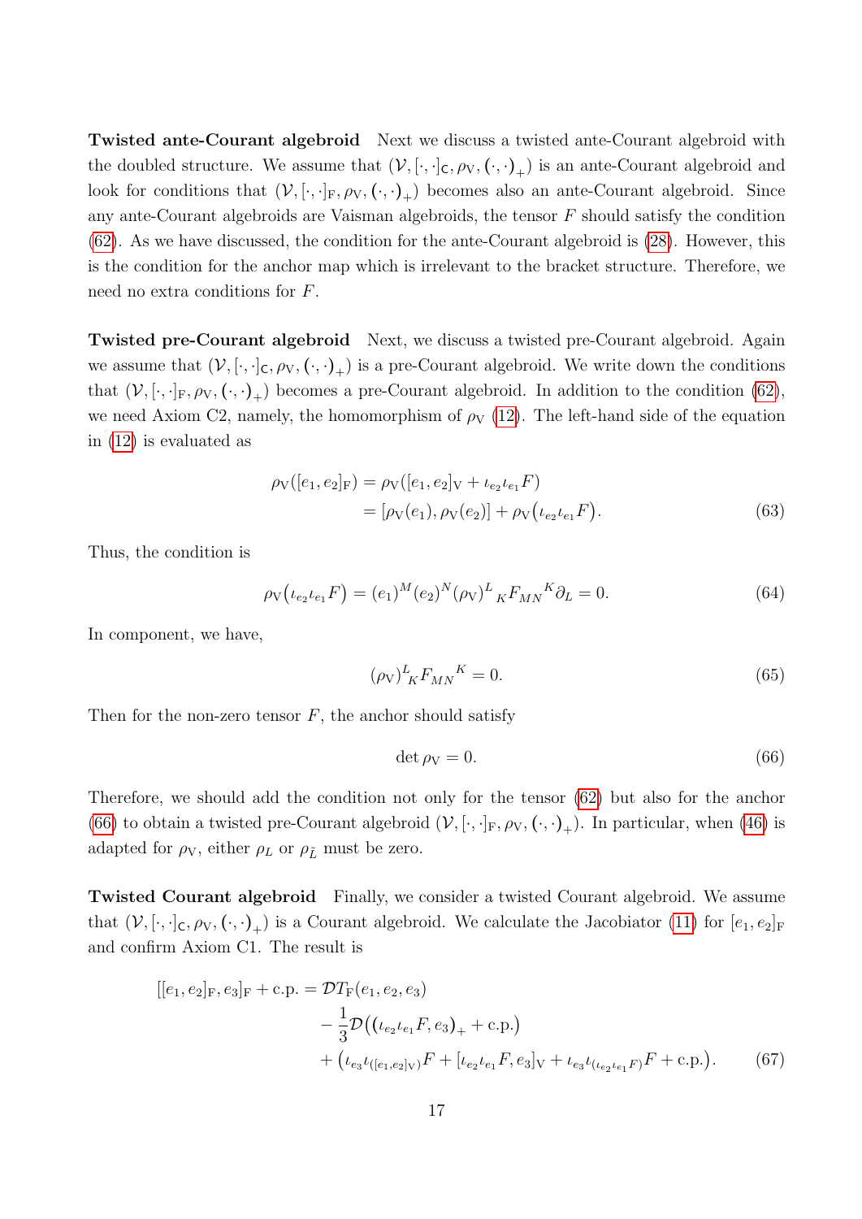**Twisted ante-Courant algebroid** Next we discuss a twisted ante-Courant algebroid with the doubled structure. We assume that $(\mathcal{V}, [\cdot,\cdot]_{\mathsf{C}}, \rho_{\mathrm{V}}, (\cdot,\cdot)_{+})$ is an ante-Courant algebroid and look for conditions that $(\mathcal{V}, [\cdot,\cdot]_{\mathrm{F}}, \rho_{\mathrm{V}}, (\cdot,\cdot)_{+})$ becomes also an ante-Courant algebroid. Since any ante-Courant algebroids are Vaisman algebroids, the tensor $F$ should satisfy the condition (62). As we have discussed, the condition for the ante-Courant algebroid is (28). However, this is the condition for the anchor map which is irrelevant to the bracket structure. Therefore, we need no extra conditions for $F$.

**Twisted pre-Courant algebroid** Next, we discuss a twisted pre-Courant algebroid. Again we assume that $(\mathcal{V}, [\cdot,\cdot]_{\mathsf{C}}, \rho_{\mathrm{V}}, (\cdot,\cdot)_{+})$ is a pre-Courant algebroid. We write down the conditions that $(\mathcal{V}, [\cdot,\cdot]_{\mathrm{F}}, \rho_{\mathrm{V}}, (\cdot,\cdot)_{+})$ becomes a pre-Courant algebroid. In addition to the condition (62), we need Axiom C2, namely, the homomorphism of $\rho_{\mathrm{V}}$ (12). The left-hand side of the equation in (12) is evaluated as

$$
\begin{aligned}
\rho_{\mathrm{V}}([e_1, e_2]_{\mathrm{F}}) &= \rho_{\mathrm{V}}([e_1, e_2]_{\mathrm{V}} + \iota_{e_2}\iota_{e_1} F) \\
&= [\rho_{\mathrm{V}}(e_1), \rho_{\mathrm{V}}(e_2)] + \rho_{\mathrm{V}}\big(\iota_{e_2}\iota_{e_1} F\big).
\end{aligned} \tag{63}
$$

Thus, the condition is

$$
\rho_{\mathrm{V}}\big(\iota_{e_2}\iota_{e_1} F\big) = (e_1)^M (e_2)^N (\rho_{\mathrm{V}})^L{}_K F_{MN}{}^K \partial_L = 0. \tag{64}
$$

In component, we have,

$$
(\rho_{\mathrm{V}})^L{}_K F_{MN}{}^K = 0. \tag{65}
$$

Then for the non-zero tensor $F$, the anchor should satisfy

$$
\det \rho_{\mathrm{V}} = 0. \tag{66}
$$

Therefore, we should add the condition not only for the tensor (62) but also for the anchor (66) to obtain a twisted pre-Courant algebroid $(\mathcal{V}, [\cdot,\cdot]_{\mathrm{F}}, \rho_{\mathrm{V}}, (\cdot,\cdot)_{+})$. In particular, when (46) is adapted for $\rho_{\mathrm{V}}$, either $\rho_L$ or $\rho_{\tilde{L}}$ must be zero.

**Twisted Courant algebroid** Finally, we consider a twisted Courant algebroid. We assume that $(\mathcal{V}, [\cdot,\cdot]_{\mathsf{C}}, \rho_{\mathrm{V}}, (\cdot,\cdot)_{+})$ is a Courant algebroid. We calculate the Jacobiator (11) for $[e_1, e_2]_{\mathrm{F}}$ and confirm Axiom C1. The result is

$$
\begin{aligned}
[[e_1, e_2]_{\mathrm{F}}, e_3]_{\mathrm{F}} + \text{c.p.} &= \mathcal{D} T_{\mathrm{F}}(e_1, e_2, e_3) \\
&\quad - \frac{1}{3}\mathcal{D}\big((\iota_{e_2}\iota_{e_1} F, e_3)_{+} + \text{c.p.}\big) \\
&\quad + \big(\iota_{e_3}\iota_{([e_1, e_2]_{\mathrm{V}})} F + [\iota_{e_2}\iota_{e_1} F, e_3]_{\mathrm{V}} + \iota_{e_3}\iota_{(\iota_{e_2}\iota_{e_1} F)} F + \text{c.p.}\big).
\end{aligned} \tag{67}
$$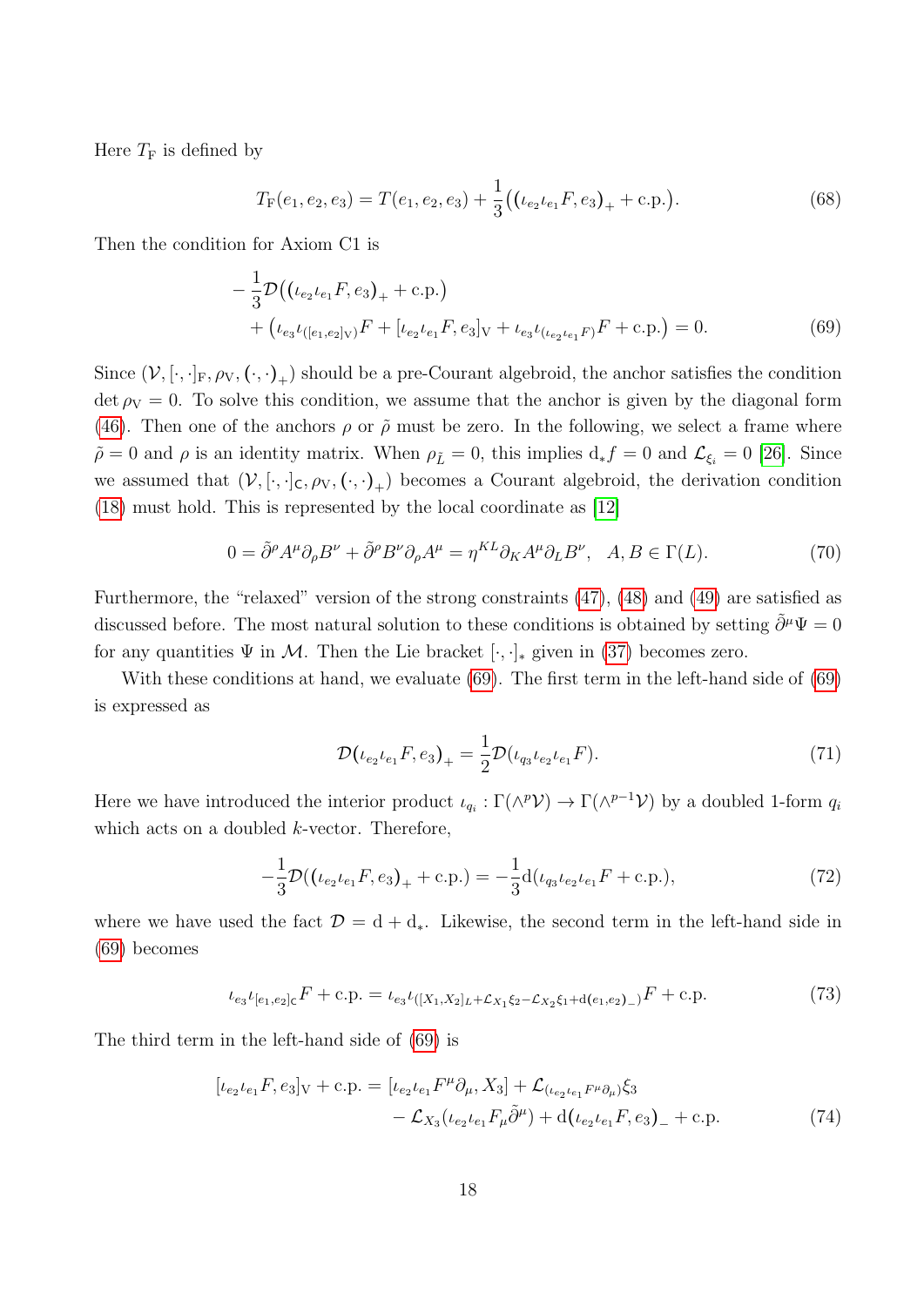Here $T_{\mathrm{F}}$ is defined by

$$T_{\mathrm{F}}(e_1, e_2, e_3) = T(e_1, e_2, e_3) + \frac{1}{3}\big((\iota_{e_2}\iota_{e_1}F, e_3)_+ + \text{c.p.}\big). \tag{68}$$

Then the condition for Axiom C1 is

$$\begin{aligned} &-\frac{1}{3}\mathcal{D}\big((\iota_{e_2}\iota_{e_1}F, e_3)_+ + \text{c.p.}\big) \\ &\quad + \big(\iota_{e_3}\iota_{([e_1,e_2]_{\mathrm{V}})}F + [\iota_{e_2}\iota_{e_1}F, e_3]_{\mathrm{V}} + \iota_{e_3}\iota_{(\iota_{e_2}\iota_{e_1}F)}F + \text{c.p.}\big) = 0. \end{aligned} \tag{69}$$

Since $(\mathcal{V}, [\cdot,\cdot]_{\mathrm{F}}, \rho_{\mathrm{V}}, (\cdot,\cdot)_+)$ should be a pre-Courant algebroid, the anchor satisfies the condition $\det \rho_{\mathrm{V}} = 0$. To solve this condition, we assume that the anchor is given by the diagonal form (46). Then one of the anchors $\rho$ or $\tilde{\rho}$ must be zero. In the following, we select a frame where $\tilde{\rho} = 0$ and $\rho$ is an identity matrix. When $\rho_{\tilde{L}} = 0$, this implies $\mathrm{d}_* f = 0$ and $\mathcal{L}_{\xi_i} = 0$ [26]. Since we assumed that $(\mathcal{V}, [\cdot,\cdot]_{\mathsf{C}}, \rho_{\mathrm{V}}, (\cdot,\cdot)_+)$ becomes a Courant algebroid, the derivation condition (18) must hold. This is represented by the local coordinate as [12]

$$0 = \tilde{\partial}^\rho A^\mu \partial_\rho B^\nu + \tilde{\partial}^\rho B^\nu \partial_\rho A^\mu = \eta^{KL}\partial_K A^\mu \partial_L B^\nu, \quad A, B \in \Gamma(L). \tag{70}$$

Furthermore, the "relaxed" version of the strong constraints (47), (48) and (49) are satisfied as discussed before. The most natural solution to these conditions is obtained by setting $\tilde{\partial}^\mu \Psi = 0$ for any quantities $\Psi$ in $\mathcal{M}$. Then the Lie bracket $[\cdot,\cdot]_*$ given in (37) becomes zero.

With these conditions at hand, we evaluate (69). The first term in the left-hand side of (69) is expressed as

$$\mathcal{D}(\iota_{e_2}\iota_{e_1}F, e_3)_+ = \frac{1}{2}\mathcal{D}(\iota_{q_3}\iota_{e_2}\iota_{e_1}F). \tag{71}$$

Here we have introduced the interior product $\iota_{q_i} : \Gamma(\wedge^p \mathcal{V}) \to \Gamma(\wedge^{p-1}\mathcal{V})$ by a doubled 1-form $q_i$ which acts on a doubled $k$-vector. Therefore,

$$-\frac{1}{3}\mathcal{D}((\iota_{e_2}\iota_{e_1}F, e_3)_+ + \text{c.p.}) = -\frac{1}{3}\mathrm{d}(\iota_{q_3}\iota_{e_2}\iota_{e_1}F + \text{c.p.}), \tag{72}$$

where we have used the fact $\mathcal{D} = \mathrm{d} + \mathrm{d}_*$. Likewise, the second term in the left-hand side in (69) becomes

$$\iota_{e_3}\iota_{[e_1,e_2]_{\mathsf{C}}}F + \text{c.p.} = \iota_{e_3}\iota_{([X_1,X_2]_L + \mathcal{L}_{X_1}\xi_2 - \mathcal{L}_{X_2}\xi_1 + \mathrm{d}(e_1,e_2)_-)}F + \text{c.p.} \tag{73}$$

The third term in the left-hand side of (69) is

$$\begin{aligned} [\iota_{e_2}\iota_{e_1}F, e_3]_{\mathrm{V}} + \text{c.p.} = {} & [\iota_{e_2}\iota_{e_1}F^\mu \partial_\mu, X_3] + \mathcal{L}_{(\iota_{e_2}\iota_{e_1}F^\mu\partial_\mu)}\xi_3 \\ & - \mathcal{L}_{X_3}(\iota_{e_2}\iota_{e_1}F_\mu \tilde{\partial}^\mu) + \mathrm{d}(\iota_{e_2}\iota_{e_1}F, e_3)_- + \text{c.p.} \end{aligned} \tag{74}$$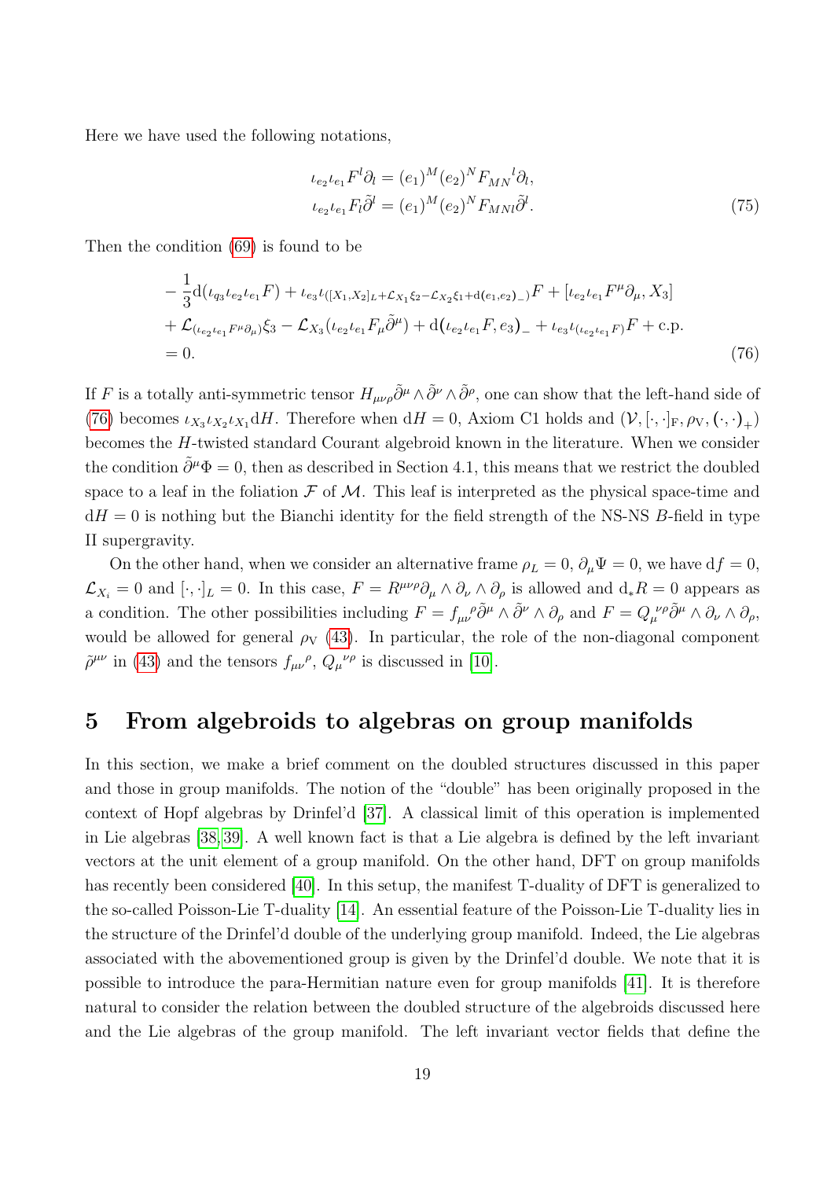Here we have used the following notations,

$$
\begin{aligned}
\iota_{e_2}\iota_{e_1} F^l \partial_l &= (e_1)^M (e_2)^N F_{MN}{}^l \partial_l, \\
\iota_{e_2}\iota_{e_1} F_l \tilde{\partial}^l &= (e_1)^M (e_2)^N F_{MNl} \tilde{\partial}^l.
\end{aligned} \tag{75}
$$

Then the condition (69) is found to be

$$
\begin{aligned}
&-\frac{1}{3}\mathrm{d}(\iota_{q_3}\iota_{e_2}\iota_{e_1} F) + \iota_{e_3}\iota_{([X_1,X_2]_L + \mathcal{L}_{X_1}\xi_2 - \mathcal{L}_{X_2}\xi_1 + \mathrm{d}(e_1,e_2)_-)} F + [\iota_{e_2}\iota_{e_1} F^\mu \partial_\mu, X_3] \\
&+ \mathcal{L}_{(\iota_{e_2}\iota_{e_1} F^\mu \partial_\mu)}\xi_3 - \mathcal{L}_{X_3}(\iota_{e_2}\iota_{e_1} F_\mu \tilde{\partial}^\mu) + \mathrm{d}(\iota_{e_2}\iota_{e_1} F, e_3)_- + \iota_{e_3}\iota_{(\iota_{e_2}\iota_{e_1} F)} F + \text{c.p.} \\
&= 0.
\end{aligned} \tag{76}
$$

If $F$ is a totally anti-symmetric tensor $H_{\mu\nu\rho}\tilde{\partial}^\mu \wedge \tilde{\partial}^\nu \wedge \tilde{\partial}^\rho$, one can show that the left-hand side of (76) becomes $\iota_{X_3}\iota_{X_2}\iota_{X_1}\mathrm{d}H$. Therefore when $\mathrm{d}H = 0$, Axiom C1 holds and $(\mathcal{V}, [\cdot,\cdot]_{\mathrm{F}}, \rho_{\mathrm{V}}, (\cdot,\cdot)_+)$ becomes the $H$-twisted standard Courant algebroid known in the literature. When we consider the condition $\tilde{\partial}^\mu \Phi = 0$, then as described in Section 4.1, this means that we restrict the doubled space to a leaf in the foliation $\mathcal{F}$ of $\mathcal{M}$. This leaf is interpreted as the physical space-time and $\mathrm{d}H = 0$ is nothing but the Bianchi identity for the field strength of the NS-NS $B$-field in type II supergravity.

On the other hand, when we consider an alternative frame $\rho_L = 0$, $\partial_\mu \Psi = 0$, we have $\mathrm{d}f = 0$, $\mathcal{L}_{X_i} = 0$ and $[\cdot,\cdot]_L = 0$. In this case, $F = R^{\mu\nu\rho}\partial_\mu \wedge \partial_\nu \wedge \partial_\rho$ is allowed and $\mathrm{d}_* R = 0$ appears as a condition. The other possibilities including $F = f_{\mu\nu}{}^\rho \tilde{\partial}^\mu \wedge \tilde{\partial}^\nu \wedge \partial_\rho$ and $F = Q_\mu{}^{\nu\rho}\tilde{\partial}^\mu \wedge \partial_\nu \wedge \partial_\rho$, would be allowed for general $\rho_{\mathrm{V}}$ (43). In particular, the role of the non-diagonal component $\tilde{\rho}^{\mu\nu}$ in (43) and the tensors $f_{\mu\nu}{}^\rho$, $Q_\mu{}^{\nu\rho}$ is discussed in [10].

# 5 From algebroids to algebras on group manifolds

In this section, we make a brief comment on the doubled structures discussed in this paper and those in group manifolds. The notion of the "double" has been originally proposed in the context of Hopf algebras by Drinfel'd [37]. A classical limit of this operation is implemented in Lie algebras [38,39]. A well known fact is that a Lie algebra is defined by the left invariant vectors at the unit element of a group manifold. On the other hand, DFT on group manifolds has recently been considered [40]. In this setup, the manifest T-duality of DFT is generalized to the so-called Poisson-Lie T-duality [14]. An essential feature of the Poisson-Lie T-duality lies in the structure of the Drinfel'd double of the underlying group manifold. Indeed, the Lie algebras associated with the abovementioned group is given by the Drinfel'd double. We note that it is possible to introduce the para-Hermitian nature even for group manifolds [41]. It is therefore natural to consider the relation between the doubled structure of the algebroids discussed here and the Lie algebras of the group manifold. The left invariant vector fields that define the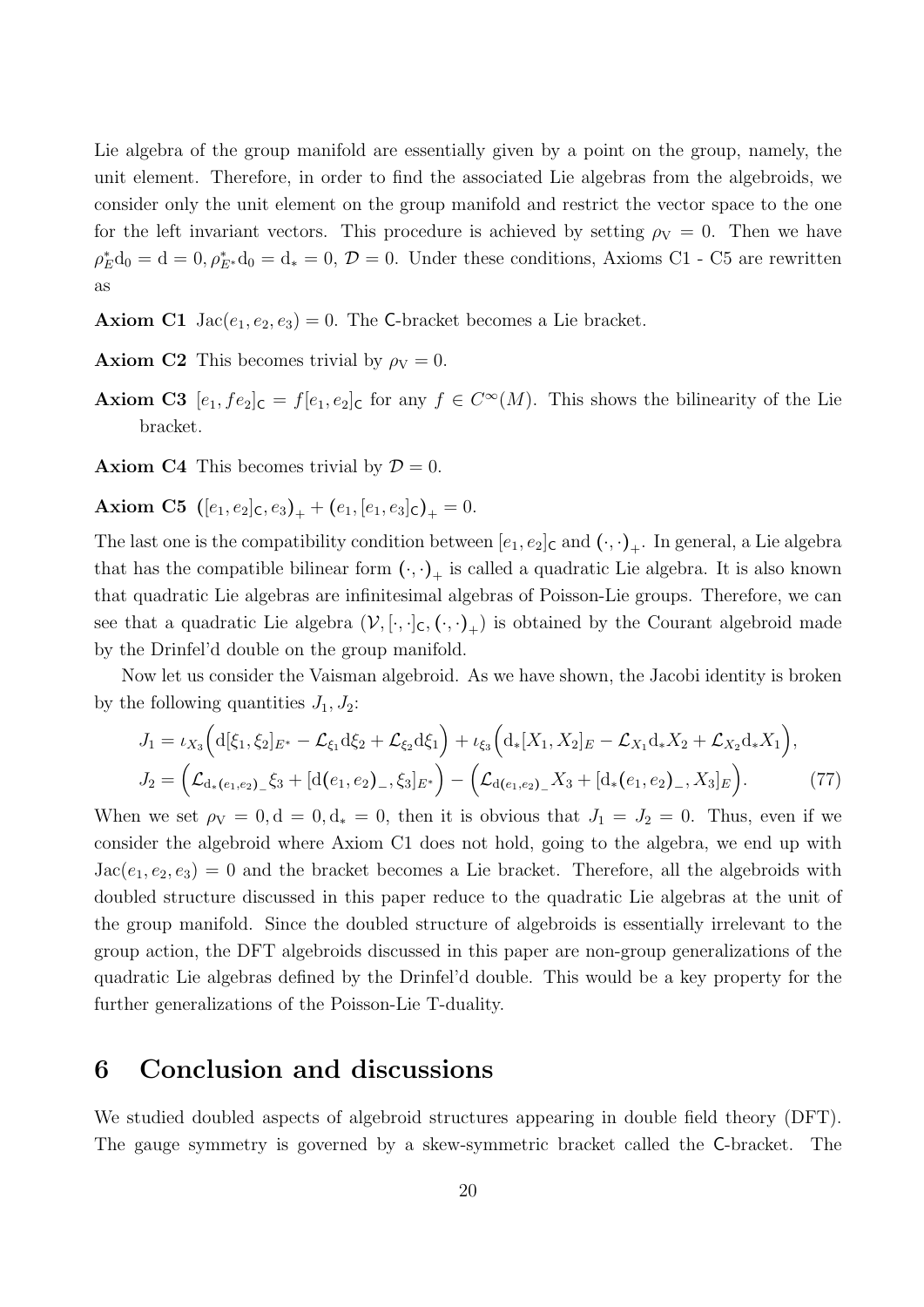Lie algebra of the group manifold are essentially given by a point on the group, namely, the unit element. Therefore, in order to find the associated Lie algebras from the algebroids, we consider only the unit element on the group manifold and restrict the vector space to the one for the left invariant vectors. This procedure is achieved by setting $\rho_{\rm V} = 0$. Then we have $\rho_E^* {\rm d}_0 = {\rm d} = 0, \rho_{E^*}^* {\rm d}_0 = {\rm d}_* = 0$, $\mathcal{D} = 0$. Under these conditions, Axioms C1 - C5 are rewritten as

**Axiom C1** ${\rm Jac}(e_1, e_2, e_3) = 0$. The $\mathsf{C}$-bracket becomes a Lie bracket.

**Axiom C2** This becomes trivial by $\rho_{\rm V} = 0$.

**Axiom C3** $[e_1, f e_2]_{\mathsf{C}} = f[e_1, e_2]_{\mathsf{C}}$ for any $f \in C^\infty(M)$. This shows the bilinearity of the Lie bracket.

**Axiom C4** This becomes trivial by $\mathcal{D} = 0$.

**Axiom C5** $\left([e_1, e_2]_{\mathsf{C}}, e_3\right)_+ + \left(e_1, [e_1, e_3]_{\mathsf{C}}\right)_+ = 0$.

The last one is the compatibility condition between $[e_1, e_2]_{\mathsf{C}}$ and $(\cdot,\cdot)_+$. In general, a Lie algebra that has the compatible bilinear form $(\cdot,\cdot)_+$ is called a quadratic Lie algebra. It is also known that quadratic Lie algebras are infinitesimal algebras of Poisson-Lie groups. Therefore, we can see that a quadratic Lie algebra $(\mathcal{V}, [\cdot,\cdot]_{\mathsf{C}}, (\cdot,\cdot)_+)$ is obtained by the Courant algebroid made by the Drinfel'd double on the group manifold.

Now let us consider the Vaisman algebroid. As we have shown, the Jacobi identity is broken by the following quantities $J_1, J_2$:

$$
\begin{aligned}
J_1 &= \iota_{X_3}\Big({\rm d}[\xi_1, \xi_2]_{E^*} - \mathcal{L}_{\xi_1} {\rm d}\xi_2 + \mathcal{L}_{\xi_2} {\rm d}\xi_1\Big) + \iota_{\xi_3}\Big({\rm d}_*[X_1, X_2]_E - \mathcal{L}_{X_1} {\rm d}_* X_2 + \mathcal{L}_{X_2} {\rm d}_* X_1\Big), \\
J_2 &= \Big(\mathcal{L}_{{\rm d}_*(e_1,e_2)_-}\xi_3 + [{\rm d}(e_1, e_2)_-, \xi_3]_{E^*}\Big) - \Big(\mathcal{L}_{{\rm d}(e_1,e_2)_-} X_3 + [{\rm d}_*(e_1, e_2)_-, X_3]_E\Big). \qquad (77)
\end{aligned}
$$

When we set $\rho_{\rm V} = 0, {\rm d} = 0, {\rm d}_* = 0$, then it is obvious that $J_1 = J_2 = 0$. Thus, even if we consider the algebroid where Axiom C1 does not hold, going to the algebra, we end up with ${\rm Jac}(e_1, e_2, e_3) = 0$ and the bracket becomes a Lie bracket. Therefore, all the algebroids with doubled structure discussed in this paper reduce to the quadratic Lie algebras at the unit of the group manifold. Since the doubled structure of algebroids is essentially irrelevant to the group action, the DFT algebroids discussed in this paper are non-group generalizations of the quadratic Lie algebras defined by the Drinfel'd double. This would be a key property for the further generalizations of the Poisson-Lie T-duality.

# 6 Conclusion and discussions

We studied doubled aspects of algebroid structures appearing in double field theory (DFT). The gauge symmetry is governed by a skew-symmetric bracket called the $\mathsf{C}$-bracket. The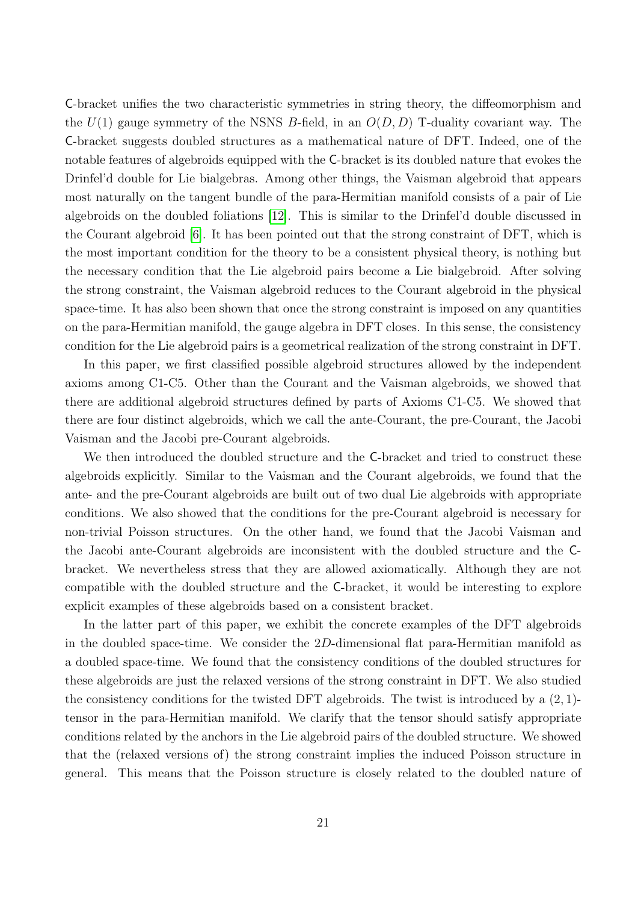C-bracket unifies the two characteristic symmetries in string theory, the diffeomorphism and the $U(1)$ gauge symmetry of the NSNS $B$-field, in an $O(D, D)$ T-duality covariant way. The C-bracket suggests doubled structures as a mathematical nature of DFT. Indeed, one of the notable features of algebroids equipped with the C-bracket is its doubled nature that evokes the Drinfel'd double for Lie bialgebras. Among other things, the Vaisman algebroid that appears most naturally on the tangent bundle of the para-Hermitian manifold consists of a pair of Lie algebroids on the doubled foliations [12]. This is similar to the Drinfel'd double discussed in the Courant algebroid [6]. It has been pointed out that the strong constraint of DFT, which is the most important condition for the theory to be a consistent physical theory, is nothing but the necessary condition that the Lie algebroid pairs become a Lie bialgebroid. After solving the strong constraint, the Vaisman algebroid reduces to the Courant algebroid in the physical space-time. It has also been shown that once the strong constraint is imposed on any quantities on the para-Hermitian manifold, the gauge algebra in DFT closes. In this sense, the consistency condition for the Lie algebroid pairs is a geometrical realization of the strong constraint in DFT.

In this paper, we first classified possible algebroid structures allowed by the independent axioms among C1-C5. Other than the Courant and the Vaisman algebroids, we showed that there are additional algebroid structures defined by parts of Axioms C1-C5. We showed that there are four distinct algebroids, which we call the ante-Courant, the pre-Courant, the Jacobi Vaisman and the Jacobi pre-Courant algebroids.

We then introduced the doubled structure and the C-bracket and tried to construct these algebroids explicitly. Similar to the Vaisman and the Courant algebroids, we found that the ante- and the pre-Courant algebroids are built out of two dual Lie algebroids with appropriate conditions. We also showed that the conditions for the pre-Courant algebroid is necessary for non-trivial Poisson structures. On the other hand, we found that the Jacobi Vaisman and the Jacobi ante-Courant algebroids are inconsistent with the doubled structure and the C-bracket. We nevertheless stress that they are allowed axiomatically. Although they are not compatible with the doubled structure and the C-bracket, it would be interesting to explore explicit examples of these algebroids based on a consistent bracket.

In the latter part of this paper, we exhibit the concrete examples of the DFT algebroids in the doubled space-time. We consider the $2D$-dimensional flat para-Hermitian manifold as a doubled space-time. We found that the consistency conditions of the doubled structures for these algebroids are just the relaxed versions of the strong constraint in DFT. We also studied the consistency conditions for the twisted DFT algebroids. The twist is introduced by a $(2, 1)$-tensor in the para-Hermitian manifold. We clarify that the tensor should satisfy appropriate conditions related by the anchors in the Lie algebroid pairs of the doubled structure. We showed that the (relaxed versions of) the strong constraint implies the induced Poisson structure in general. This means that the Poisson structure is closely related to the doubled nature of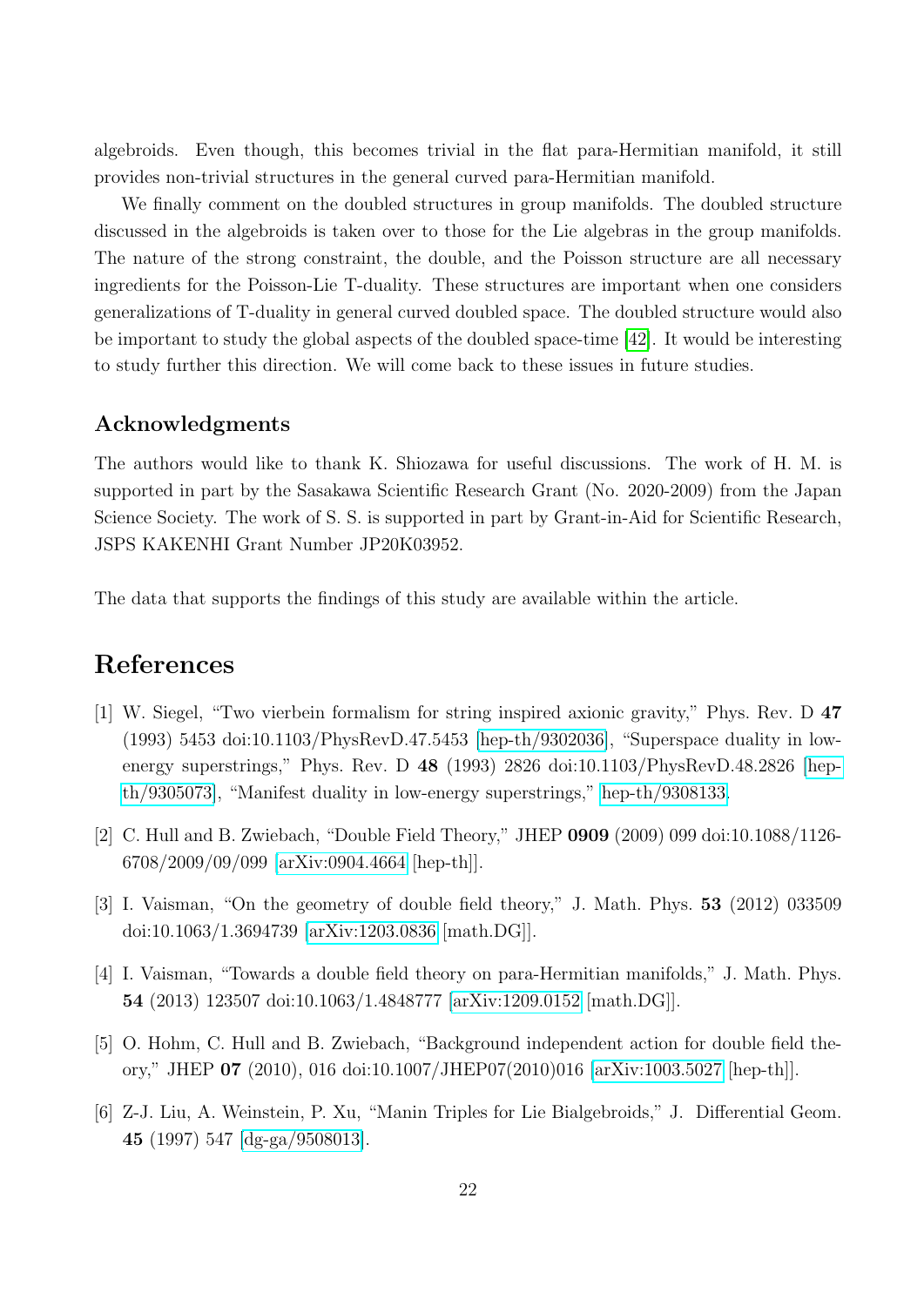algebroids. Even though, this becomes trivial in the flat para-Hermitian manifold, it still provides non-trivial structures in the general curved para-Hermitian manifold.

We finally comment on the doubled structures in group manifolds. The doubled structure discussed in the algebroids is taken over to those for the Lie algebras in the group manifolds. The nature of the strong constraint, the double, and the Poisson structure are all necessary ingredients for the Poisson-Lie T-duality. These structures are important when one considers generalizations of T-duality in general curved doubled space. The doubled structure would also be important to study the global aspects of the doubled space-time [42]. It would be interesting to study further this direction. We will come back to these issues in future studies.

### Acknowledgments

The authors would like to thank K. Shiozawa for useful discussions. The work of H. M. is supported in part by the Sasakawa Scientific Research Grant (No. 2020-2009) from the Japan Science Society. The work of S. S. is supported in part by Grant-in-Aid for Scientific Research, JSPS KAKENHI Grant Number JP20K03952.

The data that supports the findings of this study are available within the article.

## References

[1] W. Siegel, "Two vierbein formalism for string inspired axionic gravity," Phys. Rev. D **47** (1993) 5453 doi:10.1103/PhysRevD.47.5453 [hep-th/9302036], "Superspace duality in low-energy superstrings," Phys. Rev. D **48** (1993) 2826 doi:10.1103/PhysRevD.48.2826 [hep-th/9305073], "Manifest duality in low-energy superstrings," hep-th/9308133.

[2] C. Hull and B. Zwiebach, "Double Field Theory," JHEP **0909** (2009) 099 doi:10.1088/1126-6708/2009/09/099 [arXiv:0904.4664 [hep-th]].

[3] I. Vaisman, "On the geometry of double field theory," J. Math. Phys. **53** (2012) 033509 doi:10.1063/1.3694739 [arXiv:1203.0836 [math.DG]].

[4] I. Vaisman, "Towards a double field theory on para-Hermitian manifolds," J. Math. Phys. **54** (2013) 123507 doi:10.1063/1.4848777 [arXiv:1209.0152 [math.DG]].

[5] O. Hohm, C. Hull and B. Zwiebach, "Background independent action for double field theory," JHEP **07** (2010), 016 doi:10.1007/JHEP07(2010)016 [arXiv:1003.5027 [hep-th]].

[6] Z-J. Liu, A. Weinstein, P. Xu, "Manin Triples for Lie Bialgebroids," J. Differential Geom. **45** (1997) 547 [dg-ga/9508013].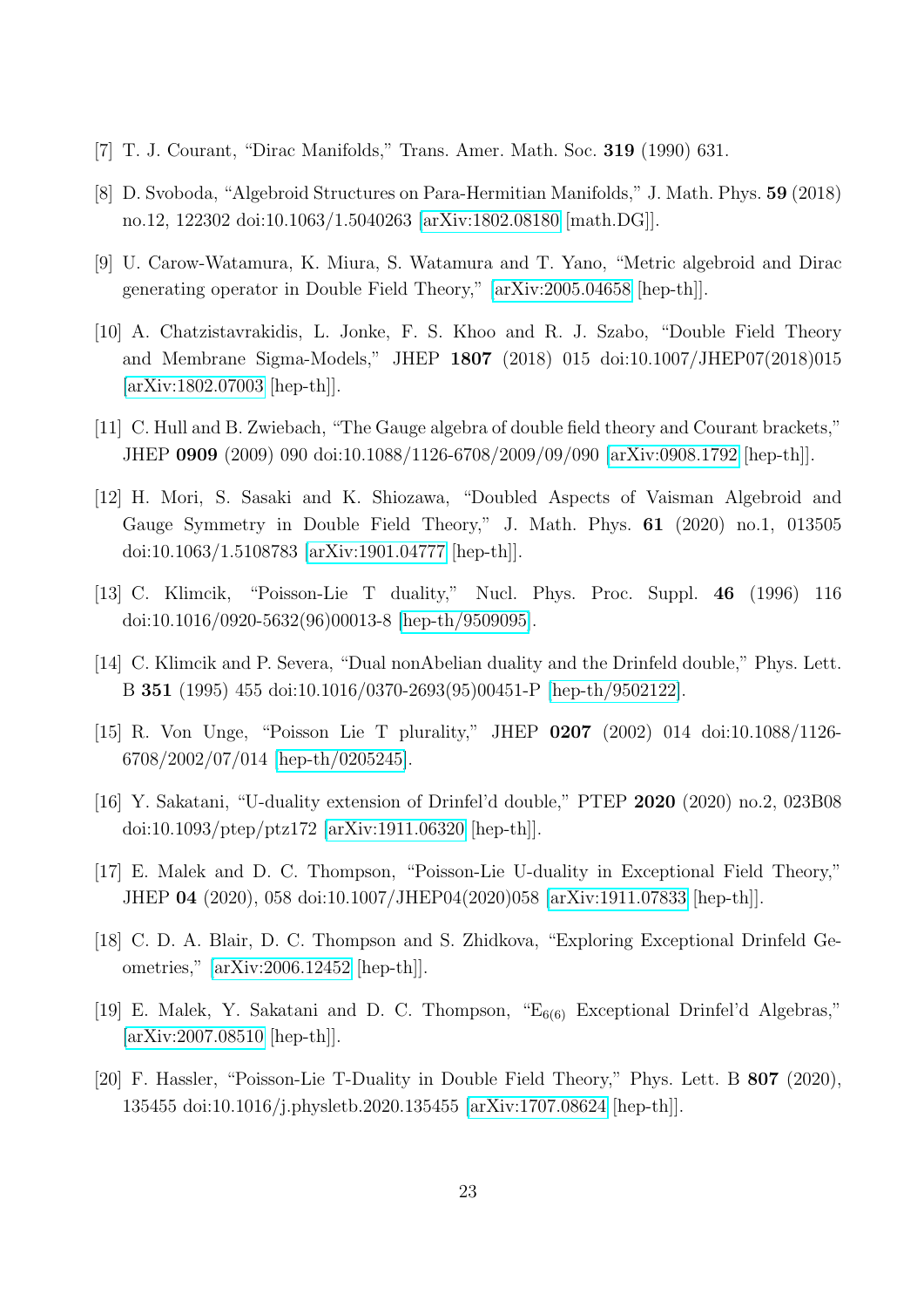[7] T. J. Courant, "Dirac Manifolds," Trans. Amer. Math. Soc. **319** (1990) 631.

[8] D. Svoboda, "Algebroid Structures on Para-Hermitian Manifolds," J. Math. Phys. **59** (2018) no.12, 122302 doi:10.1063/1.5040263 [arXiv:1802.08180 [math.DG]].

[9] U. Carow-Watamura, K. Miura, S. Watamura and T. Yano, "Metric algebroid and Dirac generating operator in Double Field Theory," [arXiv:2005.04658 [hep-th]].

[10] A. Chatzistavrakidis, L. Jonke, F. S. Khoo and R. J. Szabo, "Double Field Theory and Membrane Sigma-Models," JHEP **1807** (2018) 015 doi:10.1007/JHEP07(2018)015 [arXiv:1802.07003 [hep-th]].

[11] C. Hull and B. Zwiebach, "The Gauge algebra of double field theory and Courant brackets," JHEP **0909** (2009) 090 doi:10.1088/1126-6708/2009/09/090 [arXiv:0908.1792 [hep-th]].

[12] H. Mori, S. Sasaki and K. Shiozawa, "Doubled Aspects of Vaisman Algebroid and Gauge Symmetry in Double Field Theory," J. Math. Phys. **61** (2020) no.1, 013505 doi:10.1063/1.5108783 [arXiv:1901.04777 [hep-th]].

[13] C. Klimcik, "Poisson-Lie T duality," Nucl. Phys. Proc. Suppl. **46** (1996) 116 doi:10.1016/0920-5632(96)00013-8 [hep-th/9509095].

[14] C. Klimcik and P. Severa, "Dual nonAbelian duality and the Drinfeld double," Phys. Lett. B **351** (1995) 455 doi:10.1016/0370-2693(95)00451-P [hep-th/9502122].

[15] R. Von Unge, "Poisson Lie T plurality," JHEP **0207** (2002) 014 doi:10.1088/1126-6708/2002/07/014 [hep-th/0205245].

[16] Y. Sakatani, "U-duality extension of Drinfel'd double," PTEP **2020** (2020) no.2, 023B08 doi:10.1093/ptep/ptz172 [arXiv:1911.06320 [hep-th]].

[17] E. Malek and D. C. Thompson, "Poisson-Lie U-duality in Exceptional Field Theory," JHEP **04** (2020), 058 doi:10.1007/JHEP04(2020)058 [arXiv:1911.07833 [hep-th]].

[18] C. D. A. Blair, D. C. Thompson and S. Zhidkova, "Exploring Exceptional Drinfeld Geometries," [arXiv:2006.12452 [hep-th]].

[19] E. Malek, Y. Sakatani and D. C. Thompson, "$\mathrm{E}_{6(6)}$ Exceptional Drinfel'd Algebras," [arXiv:2007.08510 [hep-th]].

[20] F. Hassler, "Poisson-Lie T-Duality in Double Field Theory," Phys. Lett. B **807** (2020), 135455 doi:10.1016/j.physletb.2020.135455 [arXiv:1707.08624 [hep-th]].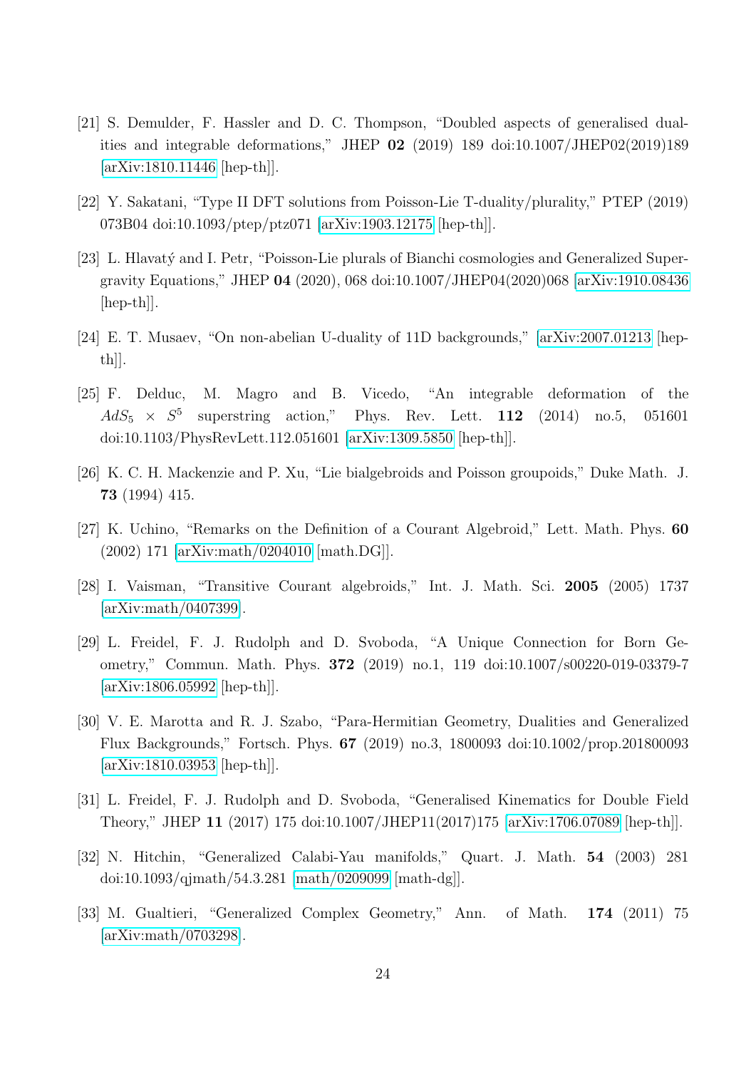[21] S. Demulder, F. Hassler and D. C. Thompson, "Doubled aspects of generalised dualities and integrable deformations," JHEP **02** (2019) 189 doi:10.1007/JHEP02(2019)189 [arXiv:1810.11446 [hep-th]].

[22] Y. Sakatani, "Type II DFT solutions from Poisson-Lie T-duality/plurality," PTEP (2019) 073B04 doi:10.1093/ptep/ptz071 [arXiv:1903.12175 [hep-th]].

[23] L. Hlavatý and I. Petr, "Poisson-Lie plurals of Bianchi cosmologies and Generalized Supergravity Equations," JHEP **04** (2020), 068 doi:10.1007/JHEP04(2020)068 [arXiv:1910.08436 [hep-th]].

[24] E. T. Musaev, "On non-abelian U-duality of 11D backgrounds," [arXiv:2007.01213 [hep-th]].

[25] F. Delduc, M. Magro and B. Vicedo, "An integrable deformation of the $AdS_5 \times S^5$ superstring action," Phys. Rev. Lett. **112** (2014) no.5, 051601 doi:10.1103/PhysRevLett.112.051601 [arXiv:1309.5850 [hep-th]].

[26] K. C. H. Mackenzie and P. Xu, "Lie bialgebroids and Poisson groupoids," Duke Math. J. **73** (1994) 415.

[27] K. Uchino, "Remarks on the Definition of a Courant Algebroid," Lett. Math. Phys. **60** (2002) 171 [arXiv:math/0204010 [math.DG]].

[28] I. Vaisman, "Transitive Courant algebroids," Int. J. Math. Sci. **2005** (2005) 1737 [arXiv:math/0407399].

[29] L. Freidel, F. J. Rudolph and D. Svoboda, "A Unique Connection for Born Geometry," Commun. Math. Phys. **372** (2019) no.1, 119 doi:10.1007/s00220-019-03379-7 [arXiv:1806.05992 [hep-th]].

[30] V. E. Marotta and R. J. Szabo, "Para-Hermitian Geometry, Dualities and Generalized Flux Backgrounds," Fortsch. Phys. **67** (2019) no.3, 1800093 doi:10.1002/prop.201800093 [arXiv:1810.03953 [hep-th]].

[31] L. Freidel, F. J. Rudolph and D. Svoboda, "Generalised Kinematics for Double Field Theory," JHEP **11** (2017) 175 doi:10.1007/JHEP11(2017)175 [arXiv:1706.07089 [hep-th]].

[32] N. Hitchin, "Generalized Calabi-Yau manifolds," Quart. J. Math. **54** (2003) 281 doi:10.1093/qjmath/54.3.281 [math/0209099 [math-dg]].

[33] M. Gualtieri, "Generalized Complex Geometry," Ann. of Math. **174** (2011) 75 [arXiv:math/0703298].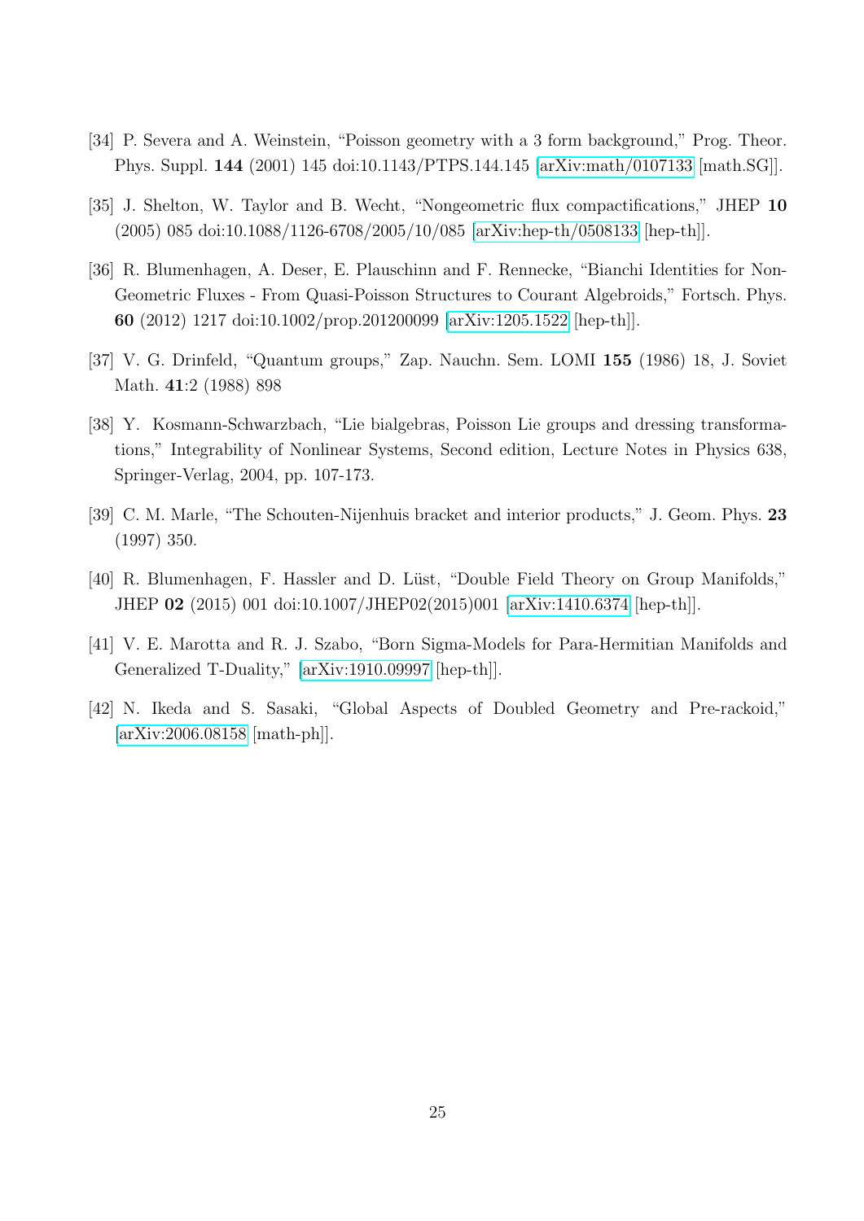[34] P. Severa and A. Weinstein, "Poisson geometry with a 3 form background," Prog. Theor. Phys. Suppl. **144** (2001) 145 doi:10.1143/PTPS.144.145 [arXiv:math/0107133 [math.SG]].

[35] J. Shelton, W. Taylor and B. Wecht, "Nongeometric flux compactifications," JHEP **10** (2005) 085 doi:10.1088/1126-6708/2005/10/085 [arXiv:hep-th/0508133 [hep-th]].

[36] R. Blumenhagen, A. Deser, E. Plauschinn and F. Rennecke, "Bianchi Identities for Non-Geometric Fluxes - From Quasi-Poisson Structures to Courant Algebroids," Fortsch. Phys. **60** (2012) 1217 doi:10.1002/prop.201200099 [arXiv:1205.1522 [hep-th]].

[37] V. G. Drinfeld, "Quantum groups," Zap. Nauchn. Sem. LOMI **155** (1986) 18, J. Soviet Math. **41**:2 (1988) 898

[38] Y. Kosmann-Schwarzbach, "Lie bialgebras, Poisson Lie groups and dressing transformations," Integrability of Nonlinear Systems, Second edition, Lecture Notes in Physics 638, Springer-Verlag, 2004, pp. 107-173.

[39] C. M. Marle, "The Schouten-Nijenhuis bracket and interior products," J. Geom. Phys. **23** (1997) 350.

[40] R. Blumenhagen, F. Hassler and D. Lüst, "Double Field Theory on Group Manifolds," JHEP **02** (2015) 001 doi:10.1007/JHEP02(2015)001 [arXiv:1410.6374 [hep-th]].

[41] V. E. Marotta and R. J. Szabo, "Born Sigma-Models for Para-Hermitian Manifolds and Generalized T-Duality," [arXiv:1910.09997 [hep-th]].

[42] N. Ikeda and S. Sasaki, "Global Aspects of Doubled Geometry and Pre-rackoid," [arXiv:2006.08158 [math-ph]].